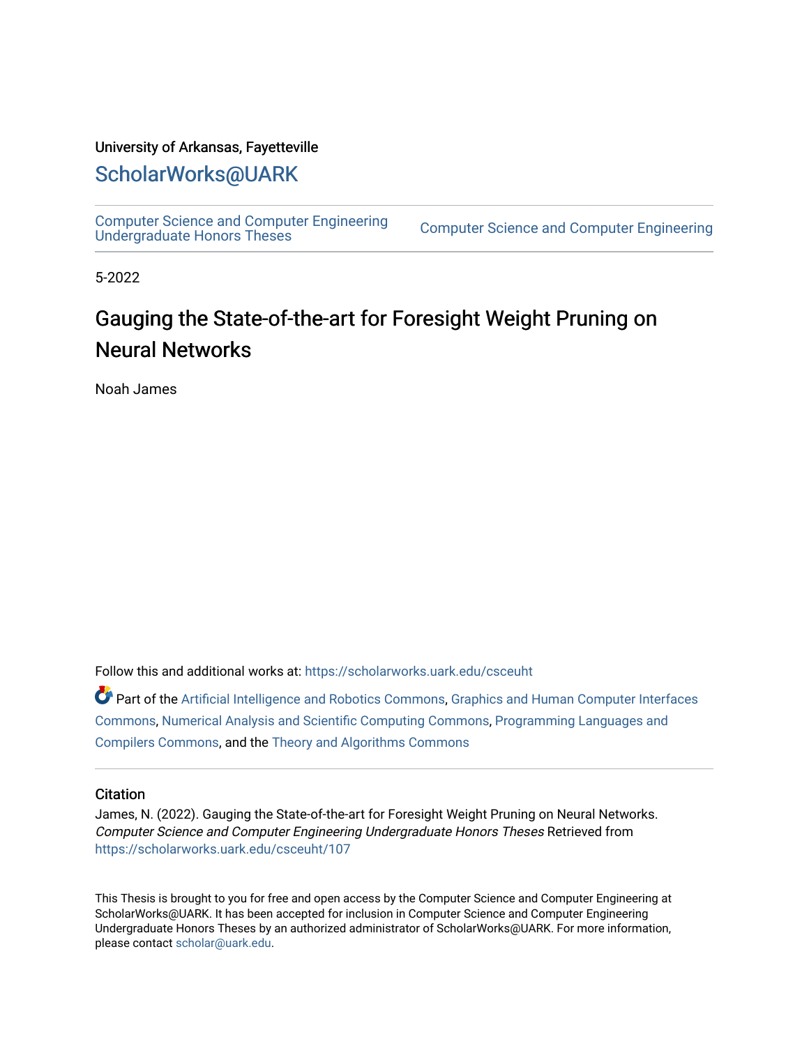University of Arkansas, Fayetteville

# ScholarWorks@UARK

Computer Science and Computer Engineering Undergraduate Honors Theses | Computer Science and Computer Engineering

5-2022

## Gauging the State-of-the-art for Foresight Weight Pruning on Neural Networks

Noah James

Follow this and additional works at: https://scholarworks.uark.edu/csceuht

Part of the Artificial Intelligence and Robotics Commons, Graphics and Human Computer Interfaces Commons, Numerical Analysis and Scientific Computing Commons, Programming Languages and Compilers Commons, and the Theory and Algorithms Commons

### Citation

James, N. (2022). Gauging the State-of-the-art for Foresight Weight Pruning on Neural Networks. *Computer Science and Computer Engineering Undergraduate Honors Theses* Retrieved from https://scholarworks.uark.edu/csceuht/107

This Thesis is brought to you for free and open access by the Computer Science and Computer Engineering at ScholarWorks@UARK. It has been accepted for inclusion in Computer Science and Computer Engineering Undergraduate Honors Theses by an authorized administrator of ScholarWorks@UARK. For more information, please contact scholar@uark.edu.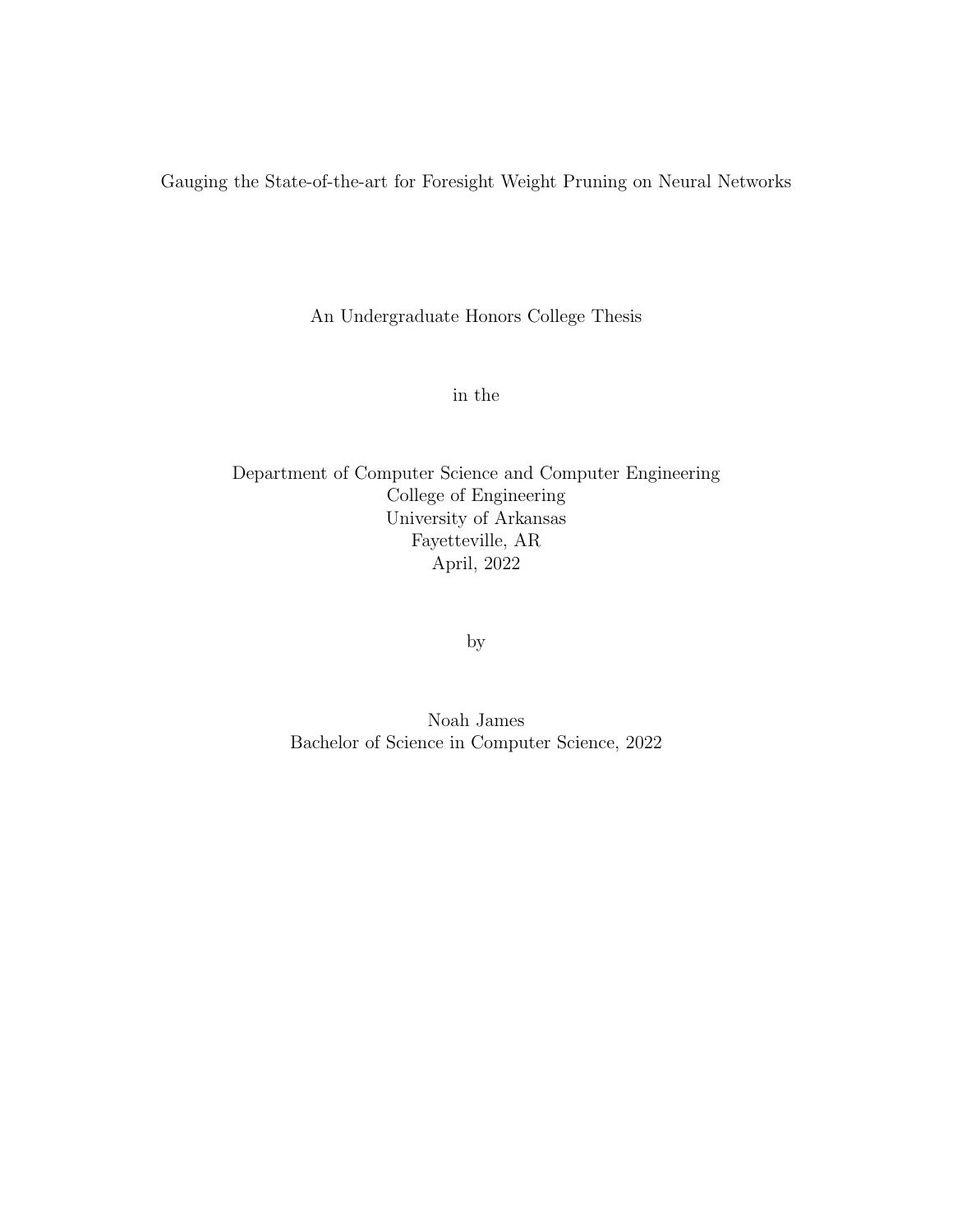Gauging the State-of-the-art for Foresight Weight Pruning on Neural Networks

An Undergraduate Honors College Thesis

in the

Department of Computer Science and Computer Engineering
College of Engineering
University of Arkansas
Fayetteville, AR
April, 2022

by

Noah James
Bachelor of Science in Computer Science, 2022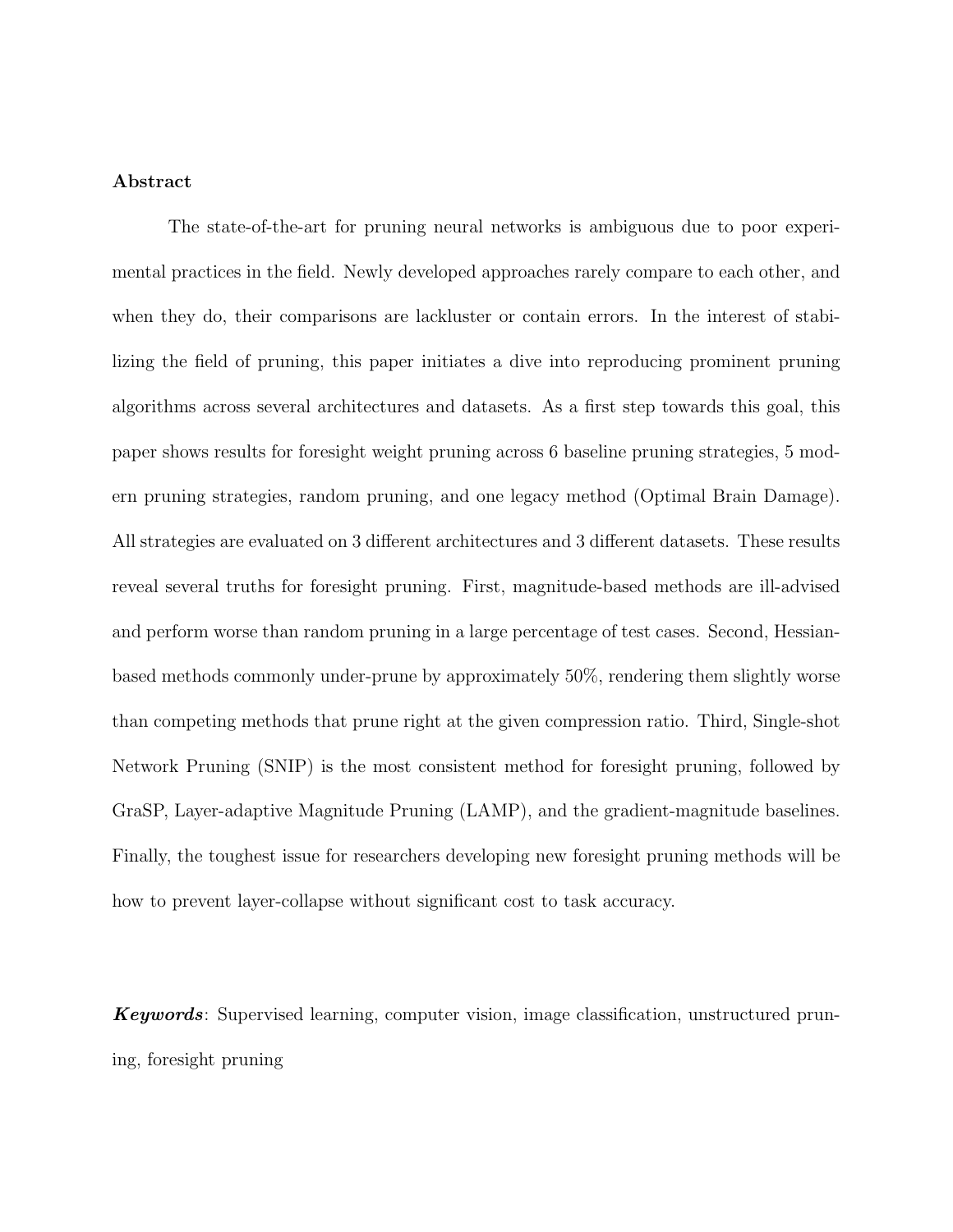**Abstract**

The state-of-the-art for pruning neural networks is ambiguous due to poor experimental practices in the field. Newly developed approaches rarely compare to each other, and when they do, their comparisons are lackluster or contain errors. In the interest of stabilizing the field of pruning, this paper initiates a dive into reproducing prominent pruning algorithms across several architectures and datasets. As a first step towards this goal, this paper shows results for foresight weight pruning across 6 baseline pruning strategies, 5 modern pruning strategies, random pruning, and one legacy method (Optimal Brain Damage). All strategies are evaluated on 3 different architectures and 3 different datasets. These results reveal several truths for foresight pruning. First, magnitude-based methods are ill-advised and perform worse than random pruning in a large percentage of test cases. Second, Hessian-based methods commonly under-prune by approximately 50%, rendering them slightly worse than competing methods that prune right at the given compression ratio. Third, Single-shot Network Pruning (SNIP) is the most consistent method for foresight pruning, followed by GraSP, Layer-adaptive Magnitude Pruning (LAMP), and the gradient-magnitude baselines. Finally, the toughest issue for researchers developing new foresight pruning methods will be how to prevent layer-collapse without significant cost to task accuracy.

***Keywords***: Supervised learning, computer vision, image classification, unstructured pruning, foresight pruning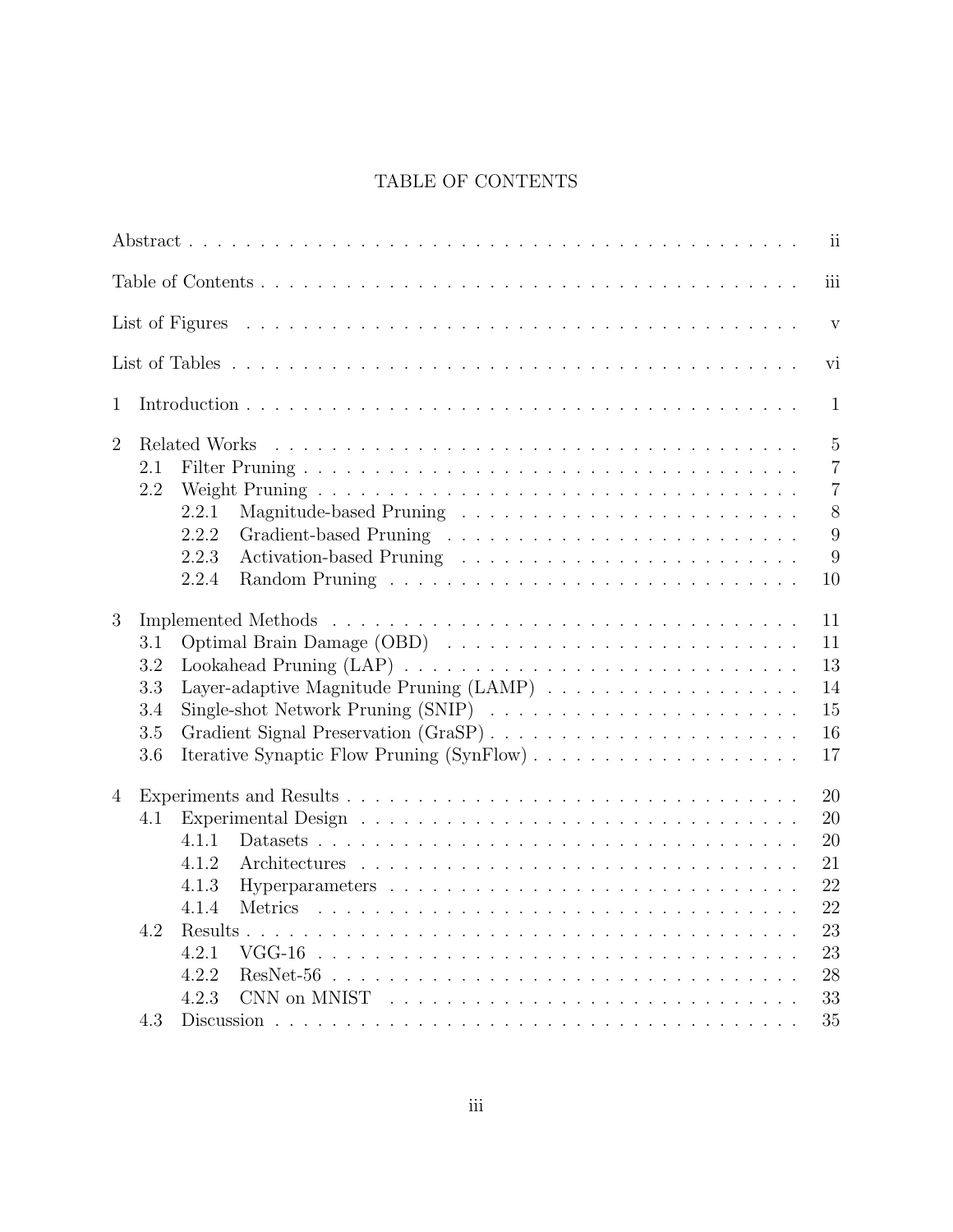# TABLE OF CONTENTS

| | |
|---|---|
| Abstract | ii |
| Table of Contents | iii |
| List of Figures | v |
| List of Tables | vi |
| 1 Introduction | 1 |
| 2 Related Works | 5 |
| 2.1 Filter Pruning | 7 |
| 2.2 Weight Pruning | 7 |
| 2.2.1 Magnitude-based Pruning | 8 |
| 2.2.2 Gradient-based Pruning | 9 |
| 2.2.3 Activation-based Pruning | 9 |
| 2.2.4 Random Pruning | 10 |
| 3 Implemented Methods | 11 |
| 3.1 Optimal Brain Damage (OBD) | 11 |
| 3.2 Lookahead Pruning (LAP) | 13 |
| 3.3 Layer-adaptive Magnitude Pruning (LAMP) | 14 |
| 3.4 Single-shot Network Pruning (SNIP) | 15 |
| 3.5 Gradient Signal Preservation (GraSP) | 16 |
| 3.6 Iterative Synaptic Flow Pruning (SynFlow) | 17 |
| 4 Experiments and Results | 20 |
| 4.1 Experimental Design | 20 |
| 4.1.1 Datasets | 20 |
| 4.1.2 Architectures | 21 |
| 4.1.3 Hyperparameters | 22 |
| 4.1.4 Metrics | 22 |
| 4.2 Results | 23 |
| 4.2.1 VGG-16 | 23 |
| 4.2.2 ResNet-56 | 28 |
| 4.2.3 CNN on MNIST | 33 |
| 4.3 Discussion | 35 |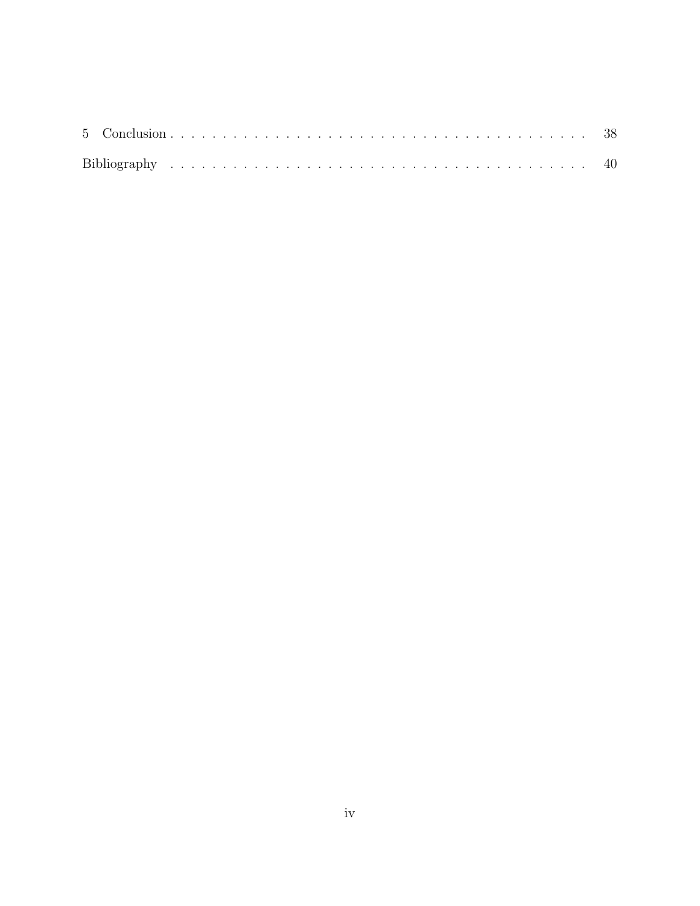5 Conclusion . . . . . . . . . . . . . . . . . . . . . . . . . . . . . . . . . . . . . . . . 38

Bibliography . . . . . . . . . . . . . . . . . . . . . . . . . . . . . . . . . . . . . . . . 40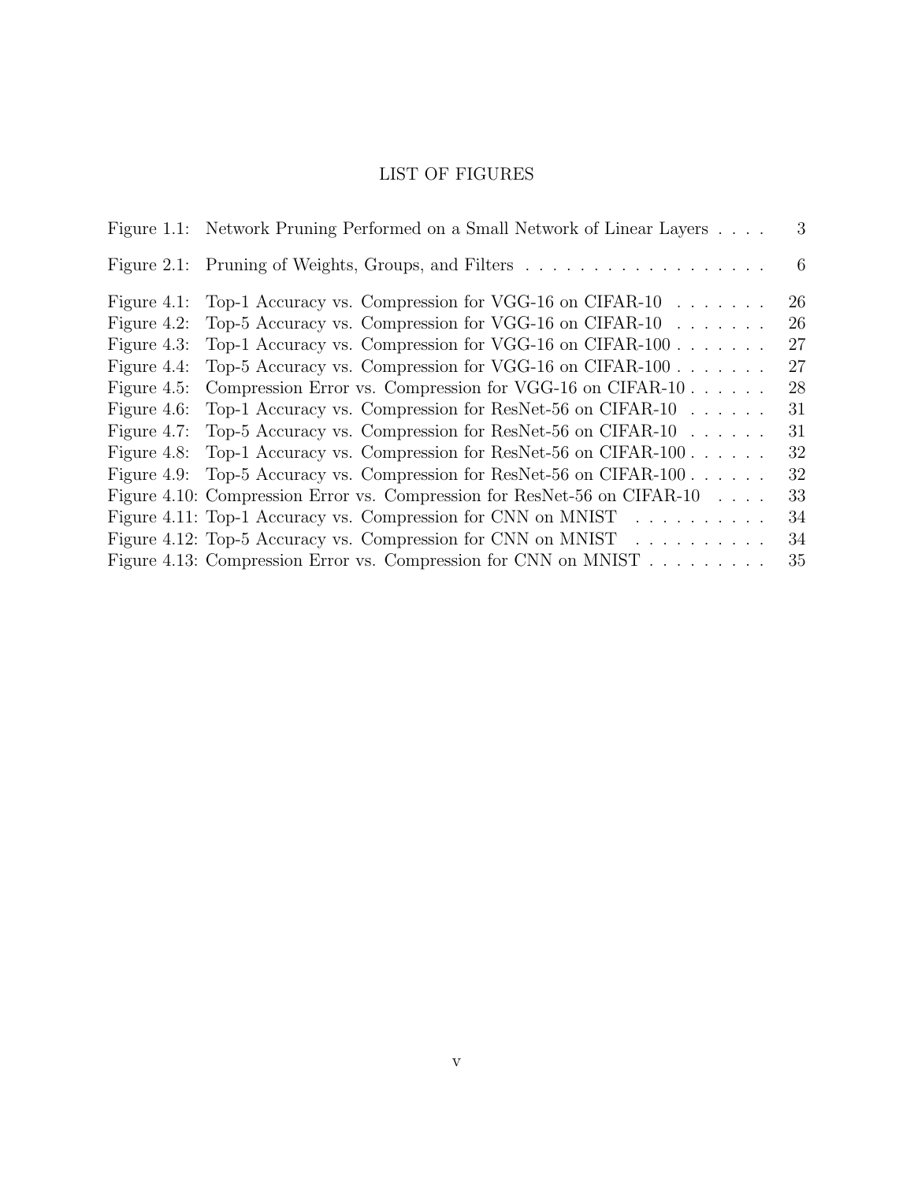# LIST OF FIGURES

| | | |
|---|---|---|
| Figure 1.1: | Network Pruning Performed on a Small Network of Linear Layers | 3 |
| Figure 2.1: | Pruning of Weights, Groups, and Filters | 6 |
| Figure 4.1: | Top-1 Accuracy vs. Compression for VGG-16 on CIFAR-10 | 26 |
| Figure 4.2: | Top-5 Accuracy vs. Compression for VGG-16 on CIFAR-10 | 26 |
| Figure 4.3: | Top-1 Accuracy vs. Compression for VGG-16 on CIFAR-100 | 27 |
| Figure 4.4: | Top-5 Accuracy vs. Compression for VGG-16 on CIFAR-100 | 27 |
| Figure 4.5: | Compression Error vs. Compression for VGG-16 on CIFAR-10 | 28 |
| Figure 4.6: | Top-1 Accuracy vs. Compression for ResNet-56 on CIFAR-10 | 31 |
| Figure 4.7: | Top-5 Accuracy vs. Compression for ResNet-56 on CIFAR-10 | 31 |
| Figure 4.8: | Top-1 Accuracy vs. Compression for ResNet-56 on CIFAR-100 | 32 |
| Figure 4.9: | Top-5 Accuracy vs. Compression for ResNet-56 on CIFAR-100 | 32 |
| Figure 4.10: | Compression Error vs. Compression for ResNet-56 on CIFAR-10 | 33 |
| Figure 4.11: | Top-1 Accuracy vs. Compression for CNN on MNIST | 34 |
| Figure 4.12: | Top-5 Accuracy vs. Compression for CNN on MNIST | 34 |
| Figure 4.13: | Compression Error vs. Compression for CNN on MNIST | 35 |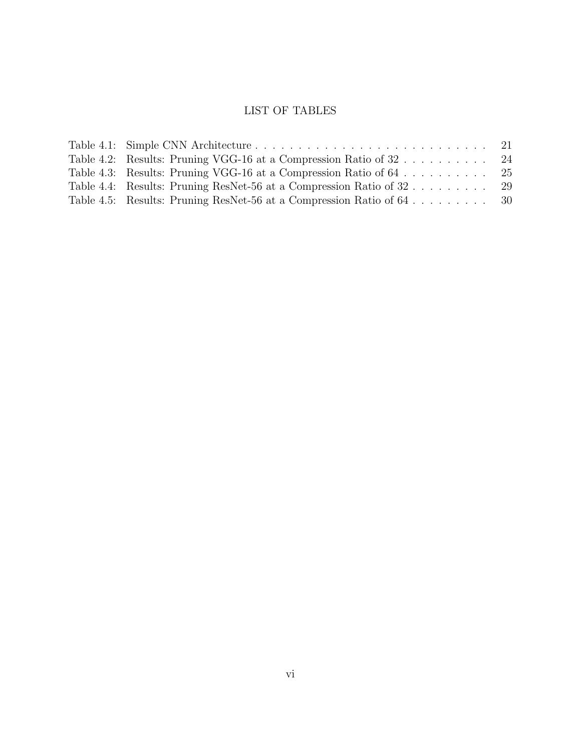# LIST OF TABLES

| | | |
|---|---|---|
| Table 4.1: | Simple CNN Architecture | 21 |
| Table 4.2: | Results: Pruning VGG-16 at a Compression Ratio of 32 | 24 |
| Table 4.3: | Results: Pruning VGG-16 at a Compression Ratio of 64 | 25 |
| Table 4.4: | Results: Pruning ResNet-56 at a Compression Ratio of 32 | 29 |
| Table 4.5: | Results: Pruning ResNet-56 at a Compression Ratio of 64 | 30 |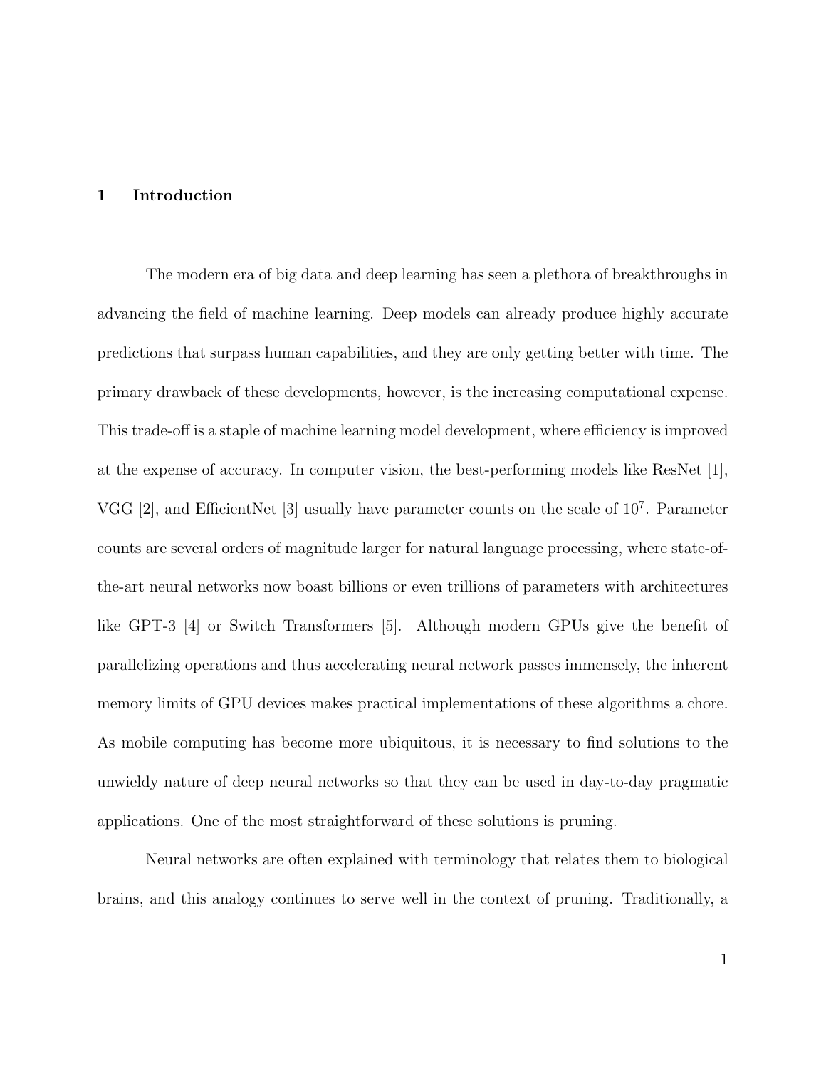## 1 Introduction

The modern era of big data and deep learning has seen a plethora of breakthroughs in advancing the field of machine learning. Deep models can already produce highly accurate predictions that surpass human capabilities, and they are only getting better with time. The primary drawback of these developments, however, is the increasing computational expense. This trade-off is a staple of machine learning model development, where efficiency is improved at the expense of accuracy. In computer vision, the best-performing models like ResNet [1], VGG [2], and EfficientNet [3] usually have parameter counts on the scale of $10^7$. Parameter counts are several orders of magnitude larger for natural language processing, where state-of-the-art neural networks now boast billions or even trillions of parameters with architectures like GPT-3 [4] or Switch Transformers [5]. Although modern GPUs give the benefit of parallelizing operations and thus accelerating neural network passes immensely, the inherent memory limits of GPU devices makes practical implementations of these algorithms a chore. As mobile computing has become more ubiquitous, it is necessary to find solutions to the unwieldy nature of deep neural networks so that they can be used in day-to-day pragmatic applications. One of the most straightforward of these solutions is pruning.

Neural networks are often explained with terminology that relates them to biological brains, and this analogy continues to serve well in the context of pruning. Traditionally, a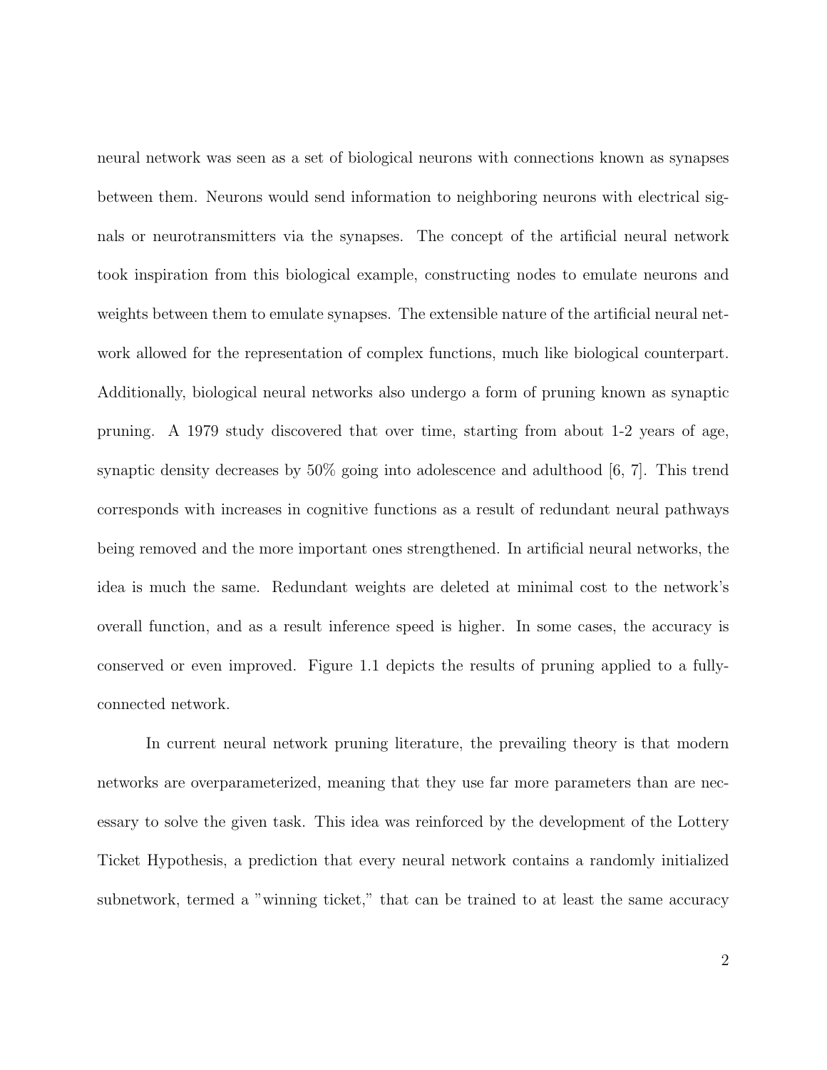neural network was seen as a set of biological neurons with connections known as synapses between them. Neurons would send information to neighboring neurons with electrical signals or neurotransmitters via the synapses. The concept of the artificial neural network took inspiration from this biological example, constructing nodes to emulate neurons and weights between them to emulate synapses. The extensible nature of the artificial neural network allowed for the representation of complex functions, much like biological counterpart. Additionally, biological neural networks also undergo a form of pruning known as synaptic pruning. A 1979 study discovered that over time, starting from about 1-2 years of age, synaptic density decreases by 50% going into adolescence and adulthood [6, 7]. This trend corresponds with increases in cognitive functions as a result of redundant neural pathways being removed and the more important ones strengthened. In artificial neural networks, the idea is much the same. Redundant weights are deleted at minimal cost to the network's overall function, and as a result inference speed is higher. In some cases, the accuracy is conserved or even improved. Figure 1.1 depicts the results of pruning applied to a fully-connected network.

In current neural network pruning literature, the prevailing theory is that modern networks are overparameterized, meaning that they use far more parameters than are necessary to solve the given task. This idea was reinforced by the development of the Lottery Ticket Hypothesis, a prediction that every neural network contains a randomly initialized subnetwork, termed a "winning ticket," that can be trained to at least the same accuracy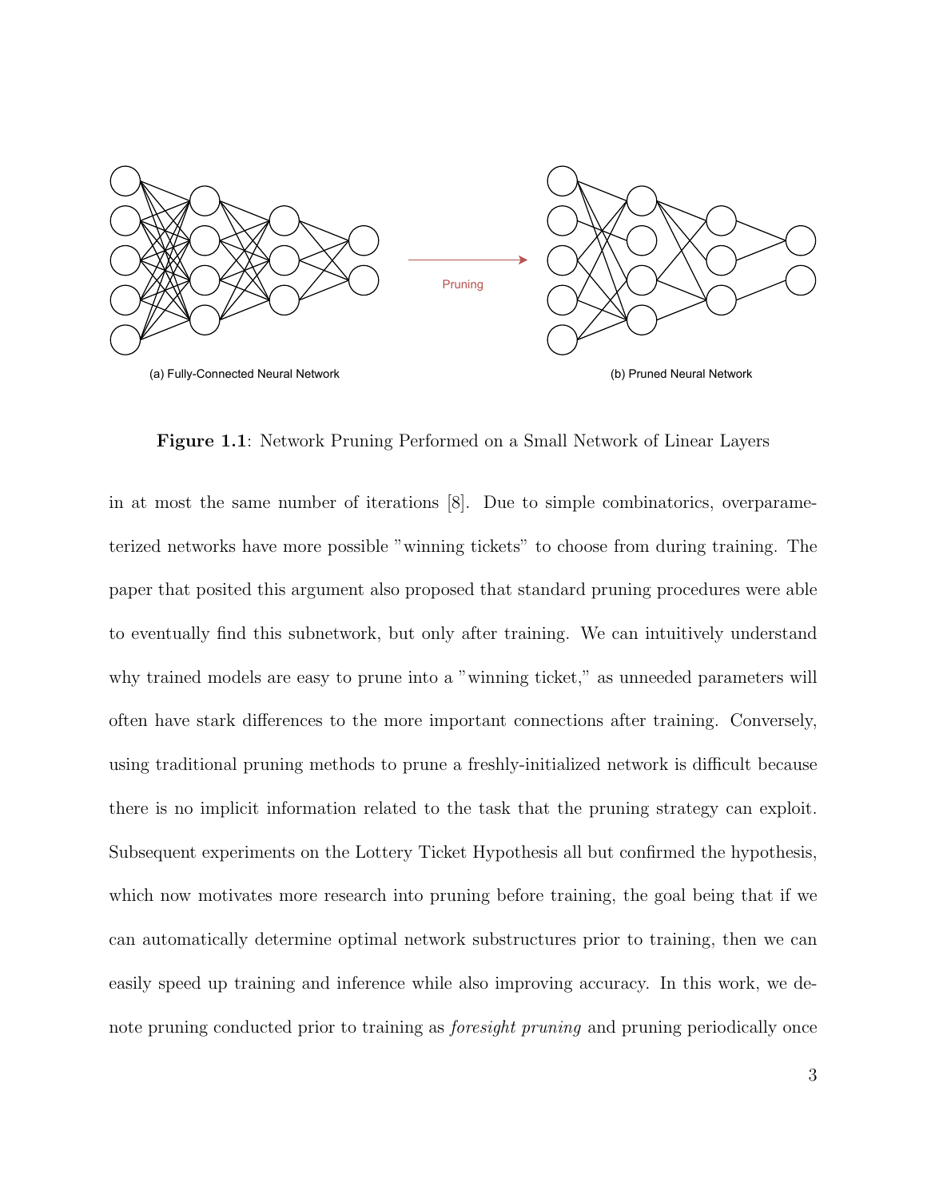(a) Fully-Connected Neural Network

Pruning

(b) Pruned Neural Network

**Figure 1.1**: Network Pruning Performed on a Small Network of Linear Layers

in at most the same number of iterations [8]. Due to simple combinatorics, overparameterized networks have more possible "winning tickets" to choose from during training. The paper that posited this argument also proposed that standard pruning procedures were able to eventually find this subnetwork, but only after training. We can intuitively understand why trained models are easy to prune into a "winning ticket," as unneeded parameters will often have stark differences to the more important connections after training. Conversely, using traditional pruning methods to prune a freshly-initialized network is difficult because there is no implicit information related to the task that the pruning strategy can exploit. Subsequent experiments on the Lottery Ticket Hypothesis all but confirmed the hypothesis, which now motivates more research into pruning before training, the goal being that if we can automatically determine optimal network substructures prior to training, then we can easily speed up training and inference while also improving accuracy. In this work, we denote pruning conducted prior to training as *foresight pruning* and pruning periodically once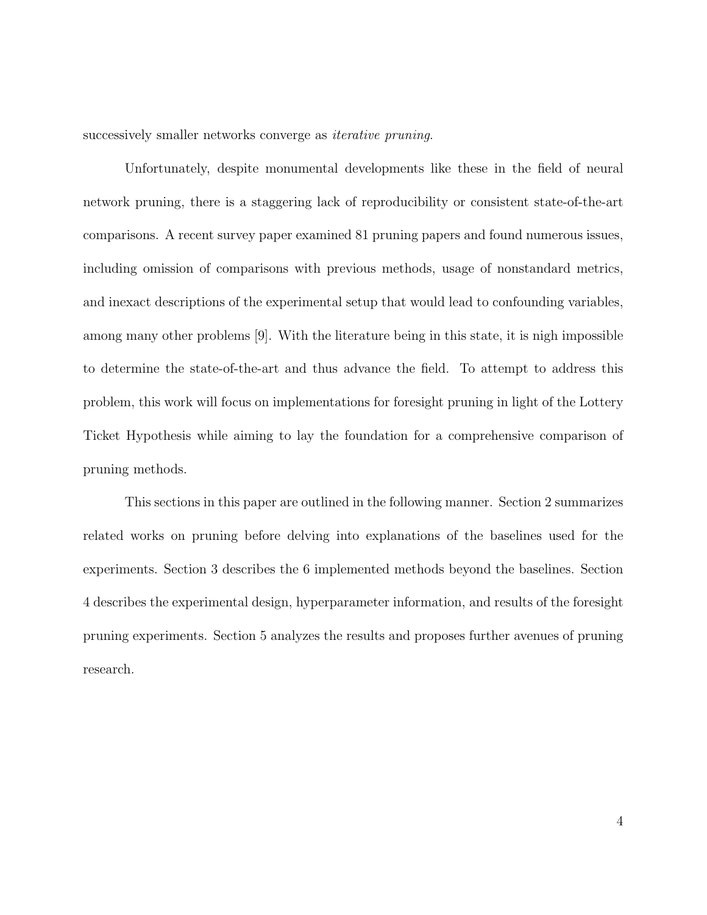successively smaller networks converge as *iterative pruning*.

Unfortunately, despite monumental developments like these in the field of neural network pruning, there is a staggering lack of reproducibility or consistent state-of-the-art comparisons. A recent survey paper examined 81 pruning papers and found numerous issues, including omission of comparisons with previous methods, usage of nonstandard metrics, and inexact descriptions of the experimental setup that would lead to confounding variables, among many other problems [9]. With the literature being in this state, it is nigh impossible to determine the state-of-the-art and thus advance the field. To attempt to address this problem, this work will focus on implementations for foresight pruning in light of the Lottery Ticket Hypothesis while aiming to lay the foundation for a comprehensive comparison of pruning methods.

This sections in this paper are outlined in the following manner. Section 2 summarizes related works on pruning before delving into explanations of the baselines used for the experiments. Section 3 describes the 6 implemented methods beyond the baselines. Section 4 describes the experimental design, hyperparameter information, and results of the foresight pruning experiments. Section 5 analyzes the results and proposes further avenues of pruning research.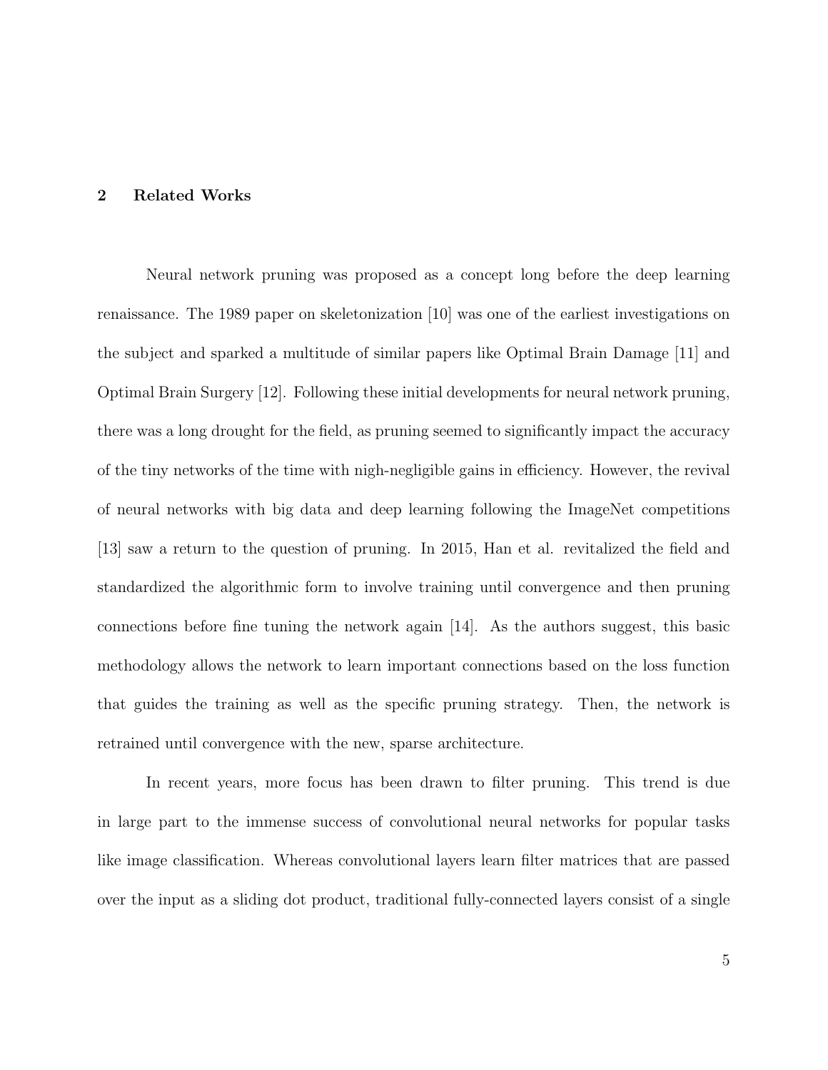## 2 Related Works

Neural network pruning was proposed as a concept long before the deep learning renaissance. The 1989 paper on skeletonization [10] was one of the earliest investigations on the subject and sparked a multitude of similar papers like Optimal Brain Damage [11] and Optimal Brain Surgery [12]. Following these initial developments for neural network pruning, there was a long drought for the field, as pruning seemed to significantly impact the accuracy of the tiny networks of the time with nigh-negligible gains in efficiency. However, the revival of neural networks with big data and deep learning following the ImageNet competitions [13] saw a return to the question of pruning. In 2015, Han et al. revitalized the field and standardized the algorithmic form to involve training until convergence and then pruning connections before fine tuning the network again [14]. As the authors suggest, this basic methodology allows the network to learn important connections based on the loss function that guides the training as well as the specific pruning strategy. Then, the network is retrained until convergence with the new, sparse architecture.

In recent years, more focus has been drawn to filter pruning. This trend is due in large part to the immense success of convolutional neural networks for popular tasks like image classification. Whereas convolutional layers learn filter matrices that are passed over the input as a sliding dot product, traditional fully-connected layers consist of a single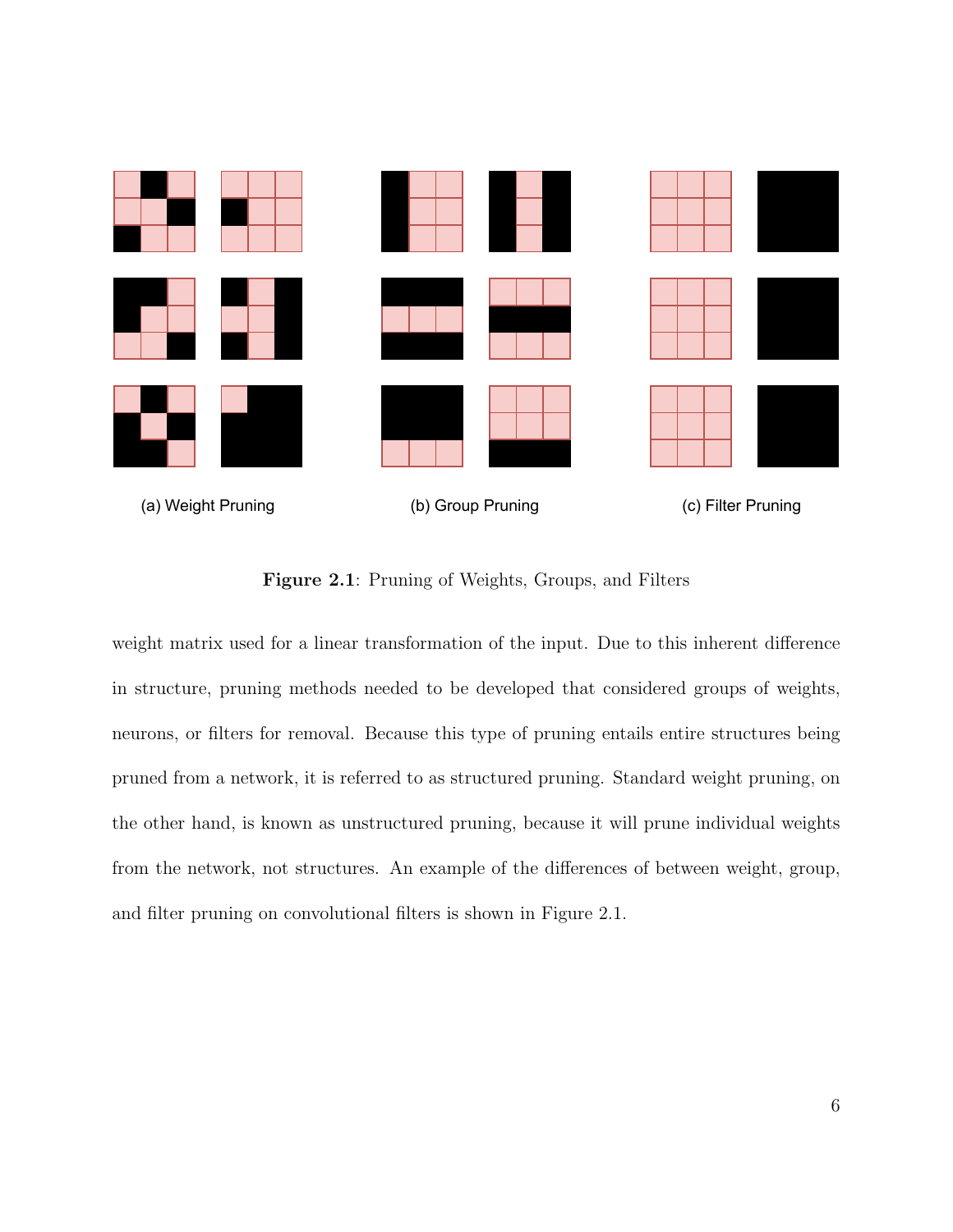(a) Weight Pruning

(b) Group Pruning

(c) Filter Pruning

**Figure 2.1**: Pruning of Weights, Groups, and Filters

weight matrix used for a linear transformation of the input. Due to this inherent difference in structure, pruning methods needed to be developed that considered groups of weights, neurons, or filters for removal. Because this type of pruning entails entire structures being pruned from a network, it is referred to as structured pruning. Standard weight pruning, on the other hand, is known as unstructured pruning, because it will prune individual weights from the network, not structures. An example of the differences of between weight, group, and filter pruning on convolutional filters is shown in Figure 2.1.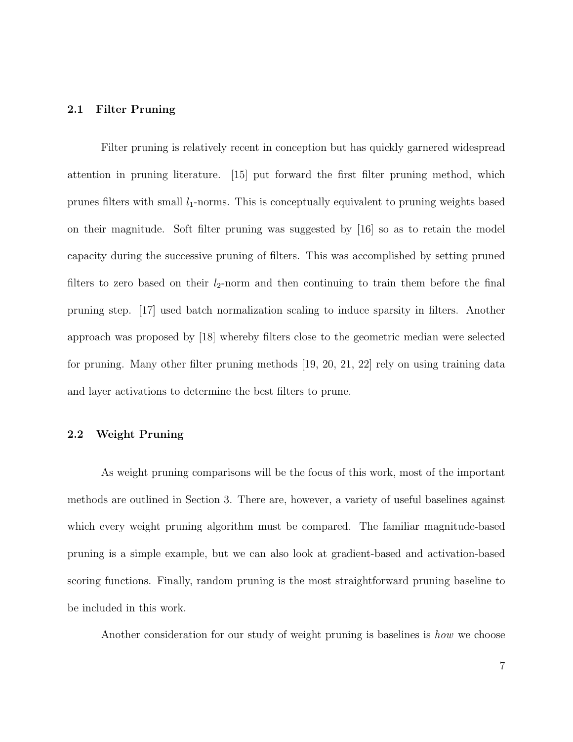### 2.1 Filter Pruning

Filter pruning is relatively recent in conception but has quickly garnered widespread attention in pruning literature. [15] put forward the first filter pruning method, which prunes filters with small $l_1$-norms. This is conceptually equivalent to pruning weights based on their magnitude. Soft filter pruning was suggested by [16] so as to retain the model capacity during the successive pruning of filters. This was accomplished by setting pruned filters to zero based on their $l_2$-norm and then continuing to train them before the final pruning step. [17] used batch normalization scaling to induce sparsity in filters. Another approach was proposed by [18] whereby filters close to the geometric median were selected for pruning. Many other filter pruning methods [19, 20, 21, 22] rely on using training data and layer activations to determine the best filters to prune.

### 2.2 Weight Pruning

As weight pruning comparisons will be the focus of this work, most of the important methods are outlined in Section 3. There are, however, a variety of useful baselines against which every weight pruning algorithm must be compared. The familiar magnitude-based pruning is a simple example, but we can also look at gradient-based and activation-based scoring functions. Finally, random pruning is the most straightforward pruning baseline to be included in this work.

Another consideration for our study of weight pruning is baselines is *how* we choose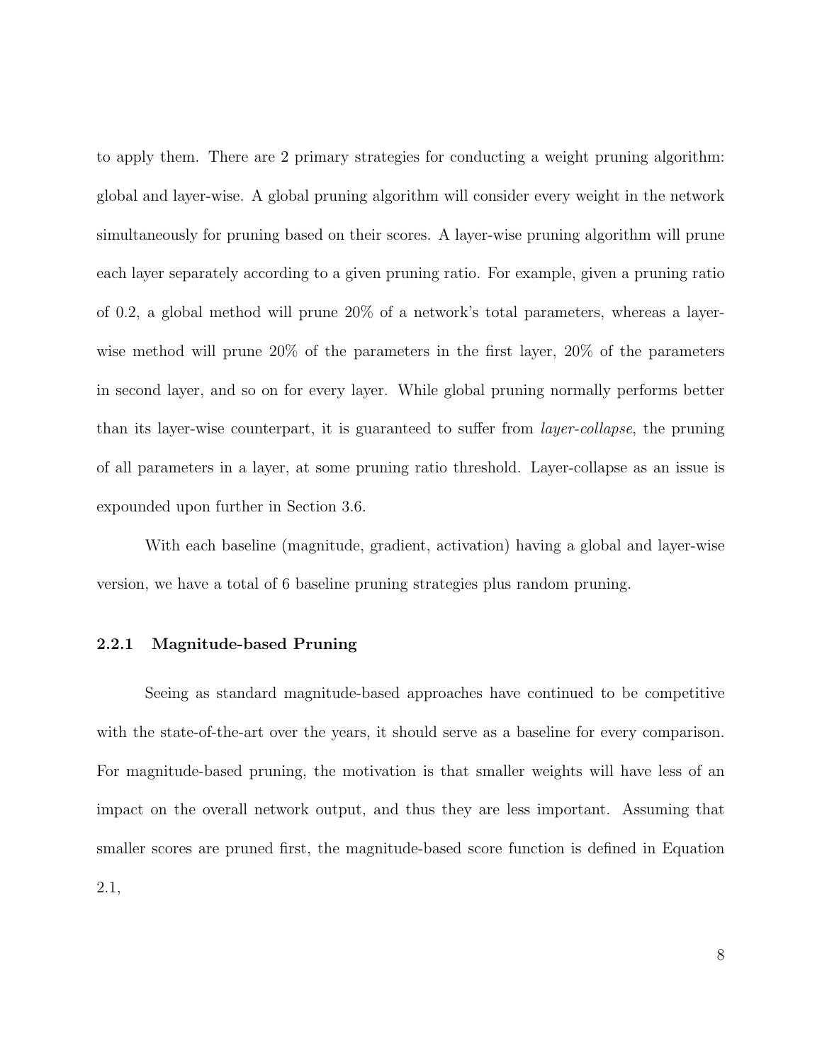to apply them. There are 2 primary strategies for conducting a weight pruning algorithm: global and layer-wise. A global pruning algorithm will consider every weight in the network simultaneously for pruning based on their scores. A layer-wise pruning algorithm will prune each layer separately according to a given pruning ratio. For example, given a pruning ratio of 0.2, a global method will prune 20% of a network's total parameters, whereas a layer-wise method will prune 20% of the parameters in the first layer, 20% of the parameters in second layer, and so on for every layer. While global pruning normally performs better than its layer-wise counterpart, it is guaranteed to suffer from *layer-collapse*, the pruning of all parameters in a layer, at some pruning ratio threshold. Layer-collapse as an issue is expounded upon further in Section 3.6.

With each baseline (magnitude, gradient, activation) having a global and layer-wise version, we have a total of 6 baseline pruning strategies plus random pruning.

### 2.2.1 Magnitude-based Pruning

Seeing as standard magnitude-based approaches have continued to be competitive with the state-of-the-art over the years, it should serve as a baseline for every comparison. For magnitude-based pruning, the motivation is that smaller weights will have less of an impact on the overall network output, and thus they are less important. Assuming that smaller scores are pruned first, the magnitude-based score function is defined in Equation 2.1,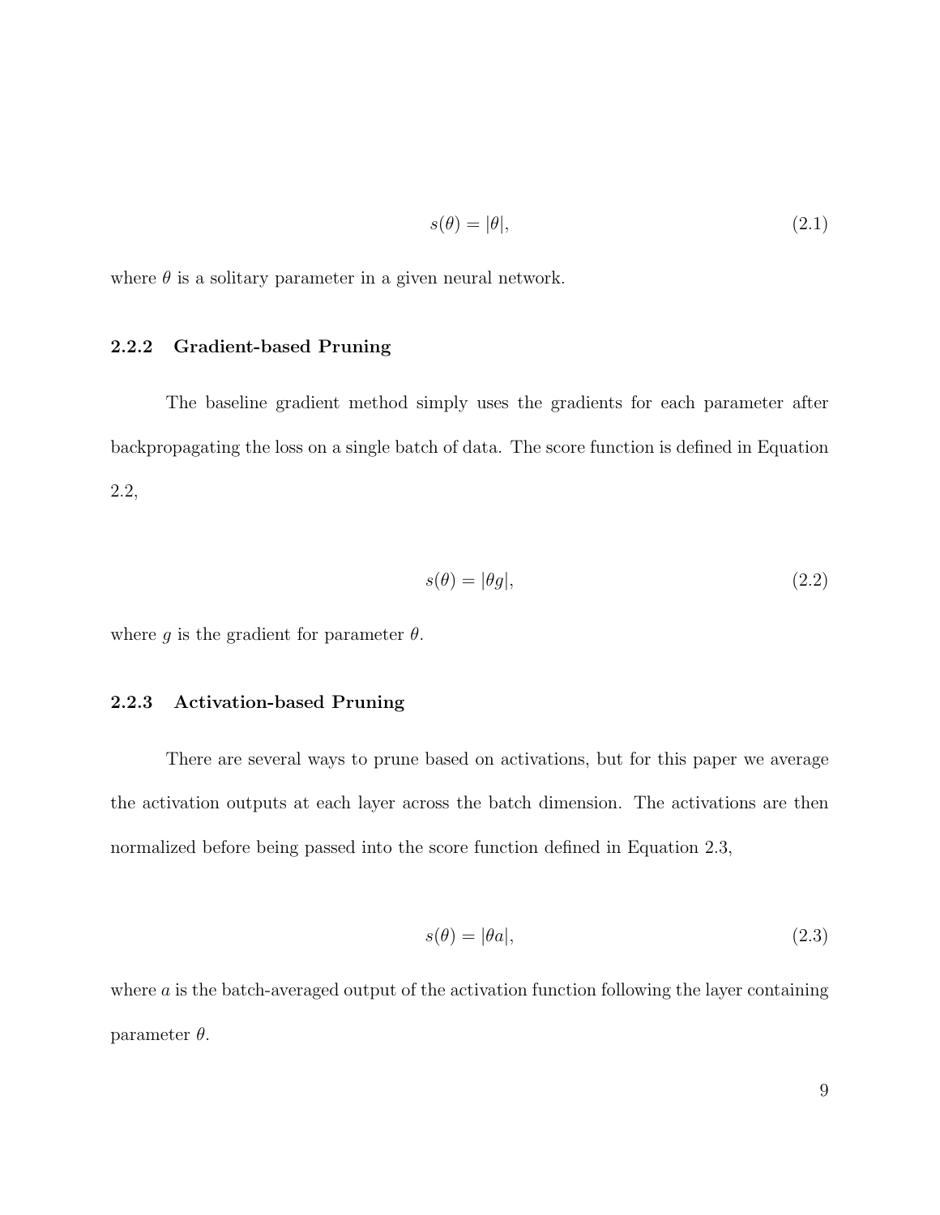$$s(\theta) = |\theta|, \tag{2.1}$$

where $\theta$ is a solitary parameter in a given neural network.

### 2.2.2 Gradient-based Pruning

The baseline gradient method simply uses the gradients for each parameter after backpropagating the loss on a single batch of data. The score function is defined in Equation 2.2,

$$s(\theta) = |\theta g|, \tag{2.2}$$

where $g$ is the gradient for parameter $\theta$.

### 2.2.3 Activation-based Pruning

There are several ways to prune based on activations, but for this paper we average the activation outputs at each layer across the batch dimension. The activations are then normalized before being passed into the score function defined in Equation 2.3,

$$s(\theta) = |\theta a|, \tag{2.3}$$

where $a$ is the batch-averaged output of the activation function following the layer containing parameter $\theta$.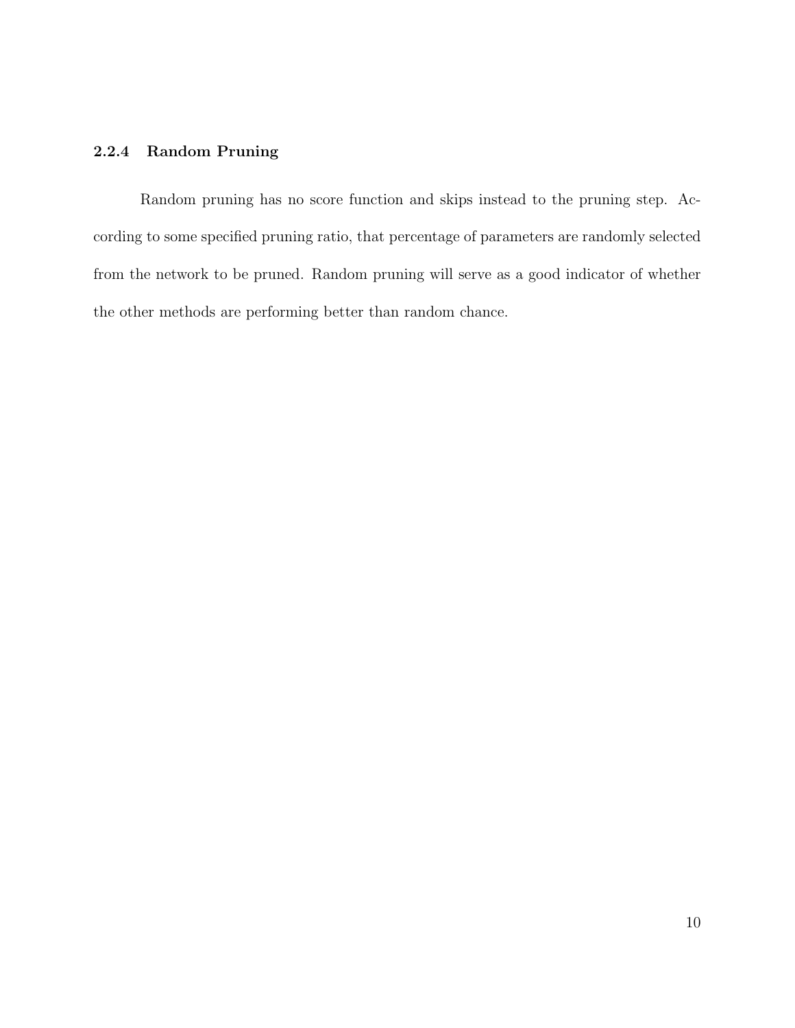### 2.2.4 Random Pruning

Random pruning has no score function and skips instead to the pruning step. According to some specified pruning ratio, that percentage of parameters are randomly selected from the network to be pruned. Random pruning will serve as a good indicator of whether the other methods are performing better than random chance.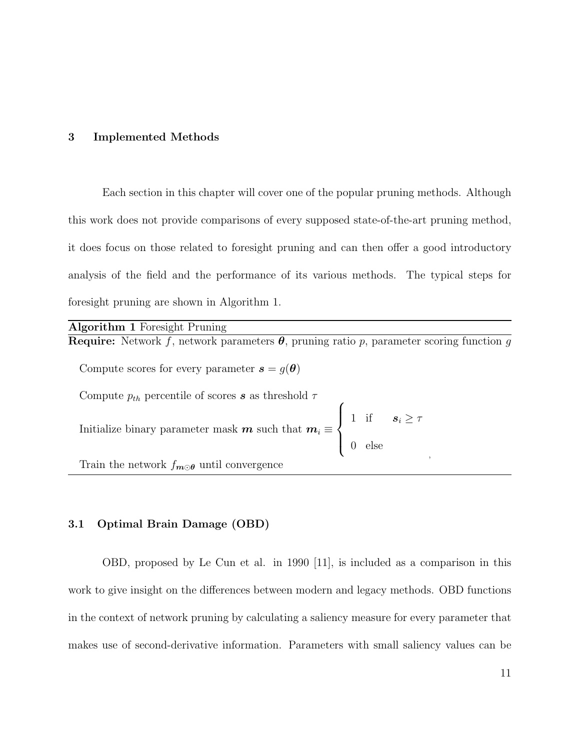## 3 Implemented Methods

Each section in this chapter will cover one of the popular pruning methods. Although this work does not provide comparisons of every supposed state-of-the-art pruning method, it does focus on those related to foresight pruning and can then offer a good introductory analysis of the field and the performance of its various methods. The typical steps for foresight pruning are shown in Algorithm 1.

---

**Algorithm 1** Foresight Pruning

---

**Require:** Network $f$, network parameters $\boldsymbol{\theta}$, pruning ratio $p$, parameter scoring function $g$

Compute scores for every parameter $\boldsymbol{s} = g(\boldsymbol{\theta})$

Compute $p_{th}$ percentile of scores $\boldsymbol{s}$ as threshold $\tau$

Initialize binary parameter mask $\boldsymbol{m}$ such that $\boldsymbol{m}_i \equiv \begin{cases} 1 & \text{if} \quad \boldsymbol{s}_i \geq \tau \\ 0 & \text{else} \end{cases}$,

Train the network $f_{\boldsymbol{m} \odot \boldsymbol{\theta}}$ until convergence

---

### 3.1 Optimal Brain Damage (OBD)

OBD, proposed by Le Cun et al. in 1990 [11], is included as a comparison in this work to give insight on the differences between modern and legacy methods. OBD functions in the context of network pruning by calculating a saliency measure for every parameter that makes use of second-derivative information. Parameters with small saliency values can be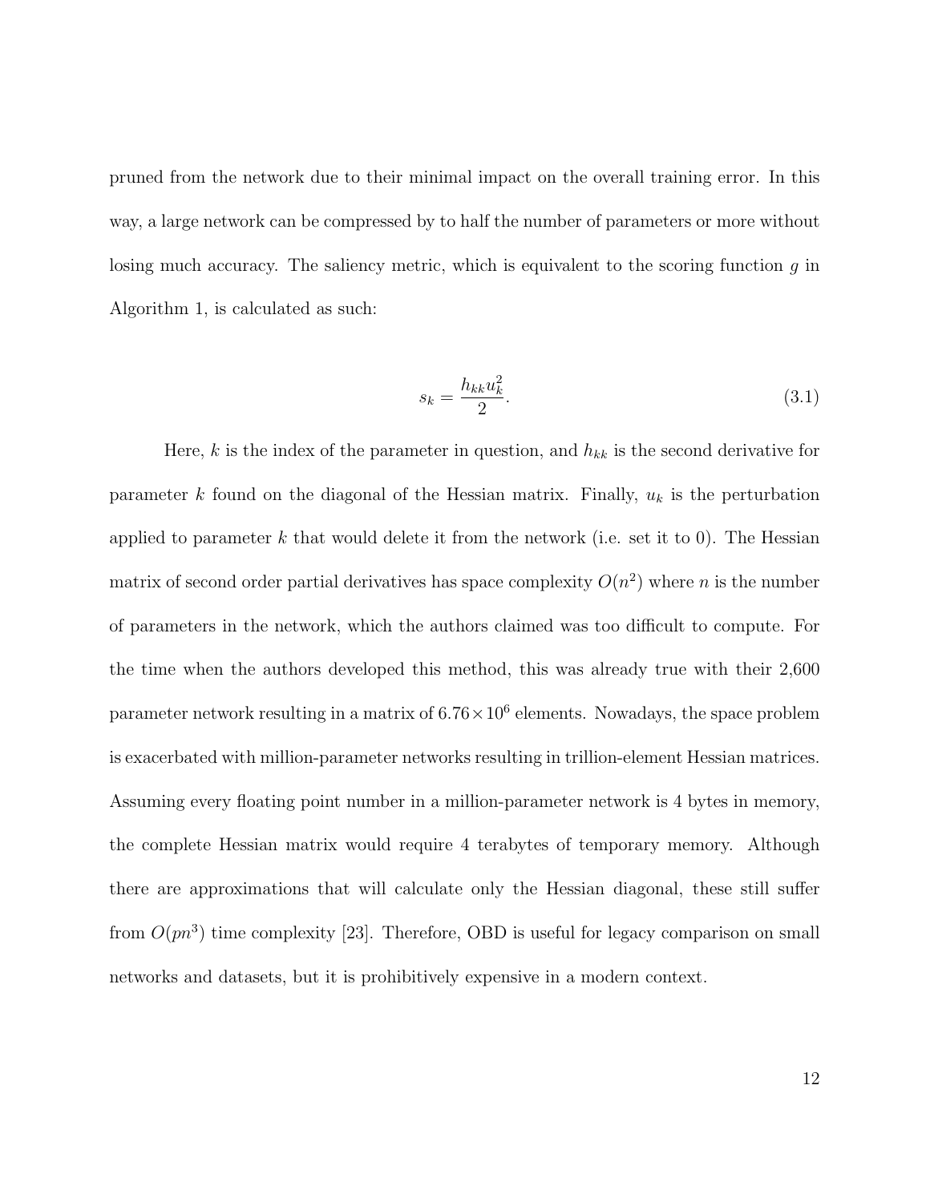pruned from the network due to their minimal impact on the overall training error. In this way, a large network can be compressed by to half the number of parameters or more without losing much accuracy. The saliency metric, which is equivalent to the scoring function $g$ in Algorithm 1, is calculated as such:

$$s_k = \frac{h_{kk} u_k^2}{2}. \tag{3.1}$$

Here, $k$ is the index of the parameter in question, and $h_{kk}$ is the second derivative for parameter $k$ found on the diagonal of the Hessian matrix. Finally, $u_k$ is the perturbation applied to parameter $k$ that would delete it from the network (i.e. set it to 0). The Hessian matrix of second order partial derivatives has space complexity $O(n^2)$ where $n$ is the number of parameters in the network, which the authors claimed was too difficult to compute. For the time when the authors developed this method, this was already true with their 2,600 parameter network resulting in a matrix of $6.76 \times 10^6$ elements. Nowadays, the space problem is exacerbated with million-parameter networks resulting in trillion-element Hessian matrices. Assuming every floating point number in a million-parameter network is 4 bytes in memory, the complete Hessian matrix would require 4 terabytes of temporary memory. Although there are approximations that will calculate only the Hessian diagonal, these still suffer from $O(pn^3)$ time complexity [23]. Therefore, OBD is useful for legacy comparison on small networks and datasets, but it is prohibitively expensive in a modern context.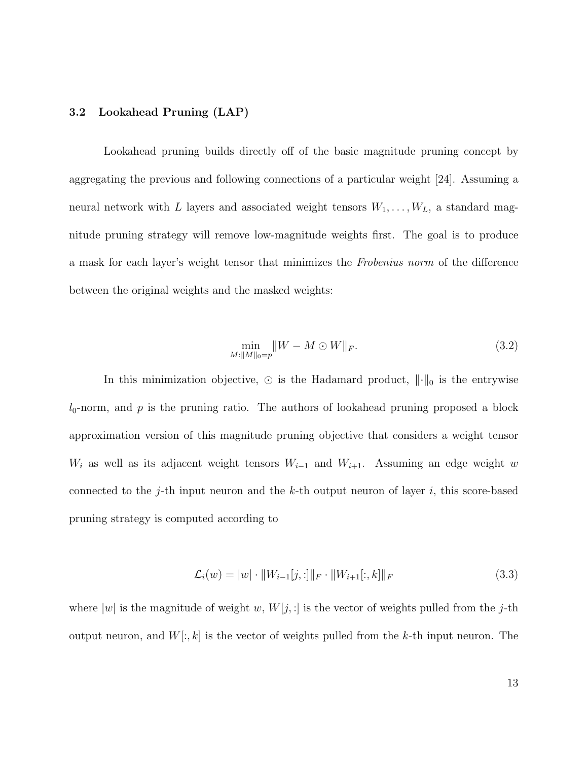### 3.2 Lookahead Pruning (LAP)

Lookahead pruning builds directly off of the basic magnitude pruning concept by aggregating the previous and following connections of a particular weight [24]. Assuming a neural network with $L$ layers and associated weight tensors $W_1, \ldots, W_L$, a standard magnitude pruning strategy will remove low-magnitude weights first. The goal is to produce a mask for each layer's weight tensor that minimizes the *Frobenius norm* of the difference between the original weights and the masked weights:

$$\min_{M:\|M\|_0 = p} \|W - M \odot W\|_F. \tag{3.2}$$

In this minimization objective, $\odot$ is the Hadamard product, $\|\cdot\|_0$ is the entrywise $l_0$-norm, and $p$ is the pruning ratio. The authors of lookahead pruning proposed a block approximation version of this magnitude pruning objective that considers a weight tensor $W_i$ as well as its adjacent weight tensors $W_{i-1}$ and $W_{i+1}$. Assuming an edge weight $w$ connected to the $j$-th input neuron and the $k$-th output neuron of layer $i$, this score-based pruning strategy is computed according to

$$\mathcal{L}_i(w) = |w| \cdot \|W_{i-1}[j,:]\|_F \cdot \|W_{i+1}[:,k]\|_F \tag{3.3}$$

where $|w|$ is the magnitude of weight $w$, $W[j,:]$ is the vector of weights pulled from the $j$-th output neuron, and $W[:,k]$ is the vector of weights pulled from the $k$-th input neuron. The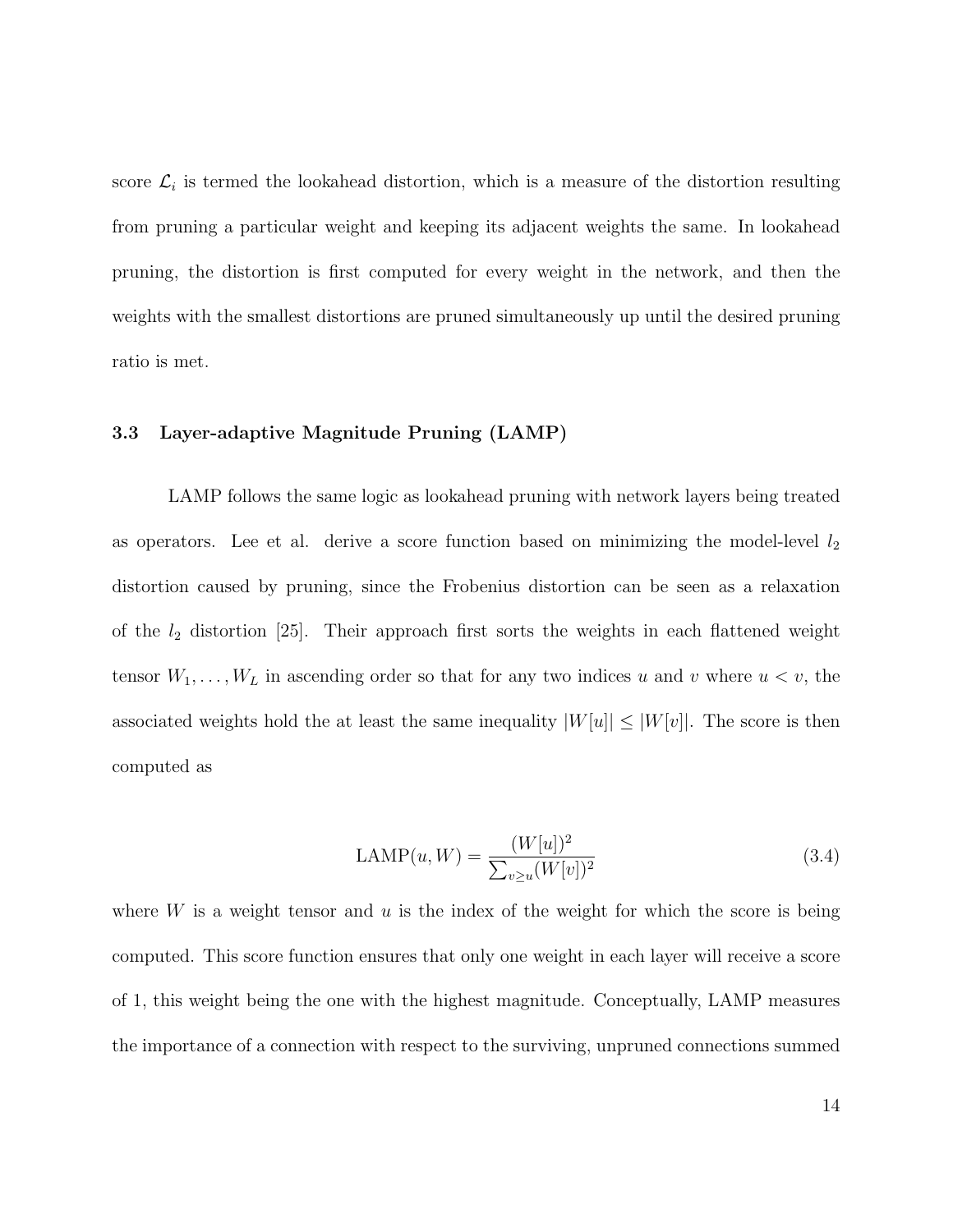score $\mathcal{L}_i$ is termed the lookahead distortion, which is a measure of the distortion resulting from pruning a particular weight and keeping its adjacent weights the same. In lookahead pruning, the distortion is first computed for every weight in the network, and then the weights with the smallest distortions are pruned simultaneously up until the desired pruning ratio is met.

### 3.3 Layer-adaptive Magnitude Pruning (LAMP)

LAMP follows the same logic as lookahead pruning with network layers being treated as operators. Lee et al. derive a score function based on minimizing the model-level $l_2$ distortion caused by pruning, since the Frobenius distortion can be seen as a relaxation of the $l_2$ distortion [25]. Their approach first sorts the weights in each flattened weight tensor $W_1, \ldots, W_L$ in ascending order so that for any two indices $u$ and $v$ where $u < v$, the associated weights hold the at least the same inequality $|W[u]| \leq |W[v]|$. The score is then computed as

$$\text{LAMP}(u, W) = \frac{(W[u])^2}{\sum_{v \geq u}(W[v])^2} \tag{3.4}$$

where $W$ is a weight tensor and $u$ is the index of the weight for which the score is being computed. This score function ensures that only one weight in each layer will receive a score of 1, this weight being the one with the highest magnitude. Conceptually, LAMP measures the importance of a connection with respect to the surviving, unpruned connections summed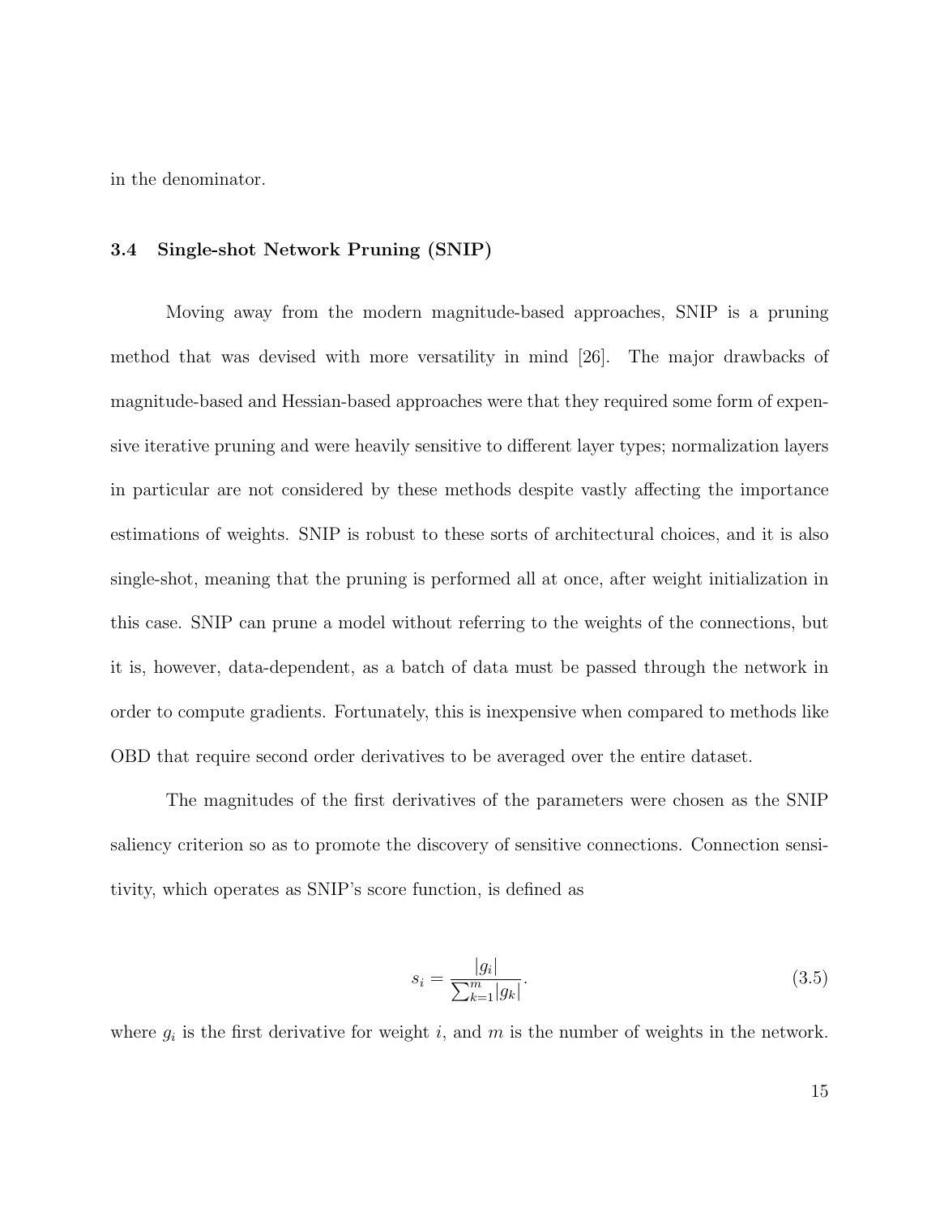in the denominator.

### 3.4 Single-shot Network Pruning (SNIP)

Moving away from the modern magnitude-based approaches, SNIP is a pruning method that was devised with more versatility in mind [26]. The major drawbacks of magnitude-based and Hessian-based approaches were that they required some form of expensive iterative pruning and were heavily sensitive to different layer types; normalization layers in particular are not considered by these methods despite vastly affecting the importance estimations of weights. SNIP is robust to these sorts of architectural choices, and it is also single-shot, meaning that the pruning is performed all at once, after weight initialization in this case. SNIP can prune a model without referring to the weights of the connections, but it is, however, data-dependent, as a batch of data must be passed through the network in order to compute gradients. Fortunately, this is inexpensive when compared to methods like OBD that require second order derivatives to be averaged over the entire dataset.

The magnitudes of the first derivatives of the parameters were chosen as the SNIP saliency criterion so as to promote the discovery of sensitive connections. Connection sensitivity, which operates as SNIP's score function, is defined as

$$s_i = \frac{|g_i|}{\sum_{k=1}^{m} |g_k|}. \tag{3.5}$$

where $g_i$ is the first derivative for weight $i$, and $m$ is the number of weights in the network.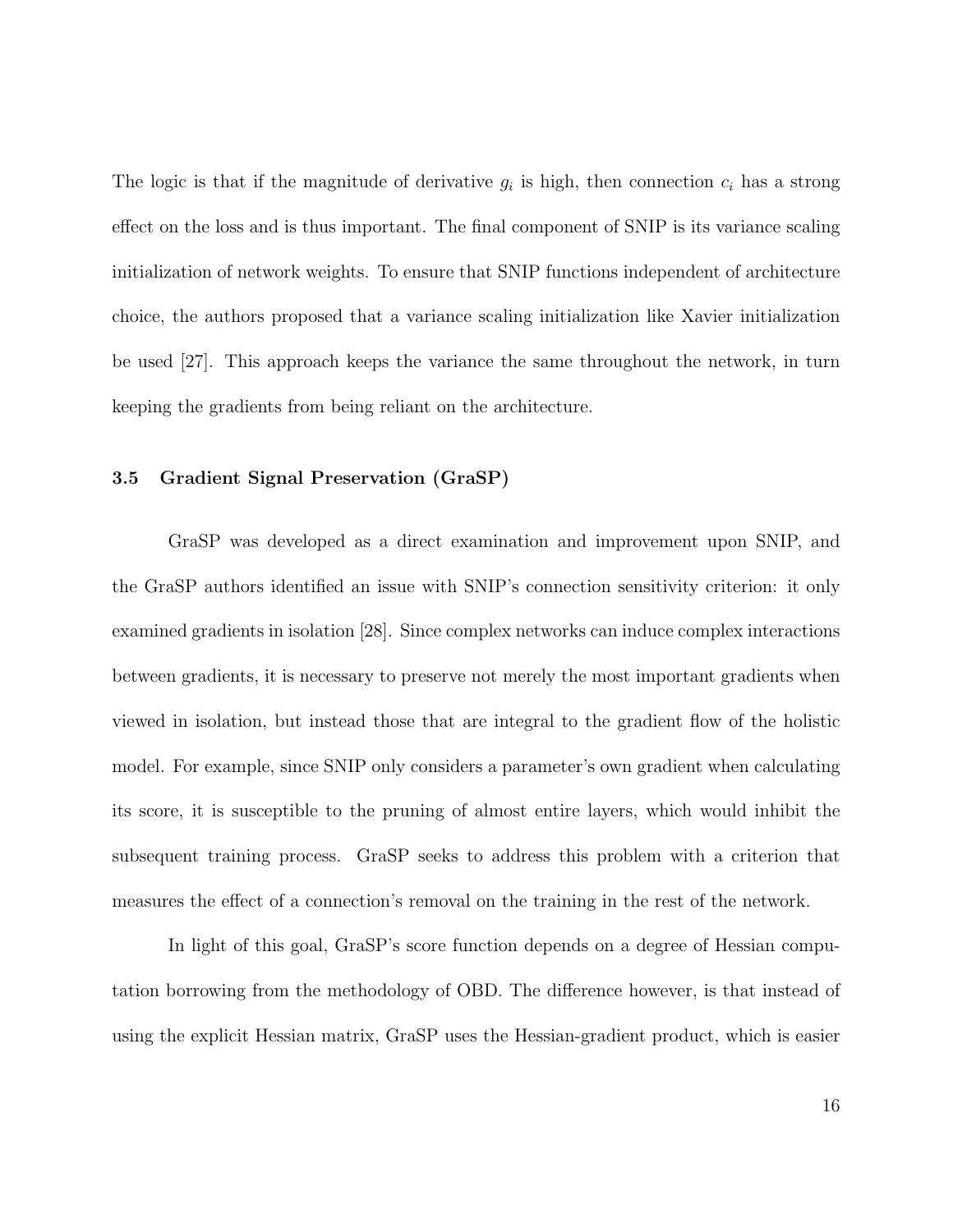The logic is that if the magnitude of derivative $g_i$ is high, then connection $c_i$ has a strong effect on the loss and is thus important. The final component of SNIP is its variance scaling initialization of network weights. To ensure that SNIP functions independent of architecture choice, the authors proposed that a variance scaling initialization like Xavier initialization be used [27]. This approach keeps the variance the same throughout the network, in turn keeping the gradients from being reliant on the architecture.

### 3.5 Gradient Signal Preservation (GraSP)

GraSP was developed as a direct examination and improvement upon SNIP, and the GraSP authors identified an issue with SNIP's connection sensitivity criterion: it only examined gradients in isolation [28]. Since complex networks can induce complex interactions between gradients, it is necessary to preserve not merely the most important gradients when viewed in isolation, but instead those that are integral to the gradient flow of the holistic model. For example, since SNIP only considers a parameter's own gradient when calculating its score, it is susceptible to the pruning of almost entire layers, which would inhibit the subsequent training process. GraSP seeks to address this problem with a criterion that measures the effect of a connection's removal on the training in the rest of the network.

In light of this goal, GraSP's score function depends on a degree of Hessian computation borrowing from the methodology of OBD. The difference however, is that instead of using the explicit Hessian matrix, GraSP uses the Hessian-gradient product, which is easier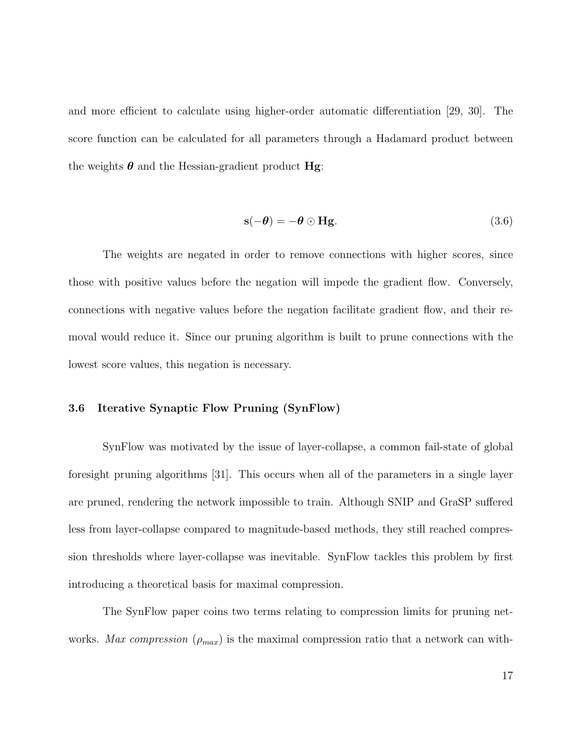and more efficient to calculate using higher-order automatic differentiation [29, 30]. The score function can be calculated for all parameters through a Hadamard product between the weights $\boldsymbol{\theta}$ and the Hessian-gradient product $\mathbf{Hg}$:

$$\mathbf{s}(-\boldsymbol{\theta}) = -\boldsymbol{\theta} \odot \mathbf{Hg}. \tag{3.6}$$

The weights are negated in order to remove connections with higher scores, since those with positive values before the negation will impede the gradient flow. Conversely, connections with negative values before the negation facilitate gradient flow, and their removal would reduce it. Since our pruning algorithm is built to prune connections with the lowest score values, this negation is necessary.

### 3.6 Iterative Synaptic Flow Pruning (SynFlow)

SynFlow was motivated by the issue of layer-collapse, a common fail-state of global foresight pruning algorithms [31]. This occurs when all of the parameters in a single layer are pruned, rendering the network impossible to train. Although SNIP and GraSP suffered less from layer-collapse compared to magnitude-based methods, they still reached compression thresholds where layer-collapse was inevitable. SynFlow tackles this problem by first introducing a theoretical basis for maximal compression.

The SynFlow paper coins two terms relating to compression limits for pruning networks. *Max compression* ($\rho_{max}$) is the maximal compression ratio that a network can with-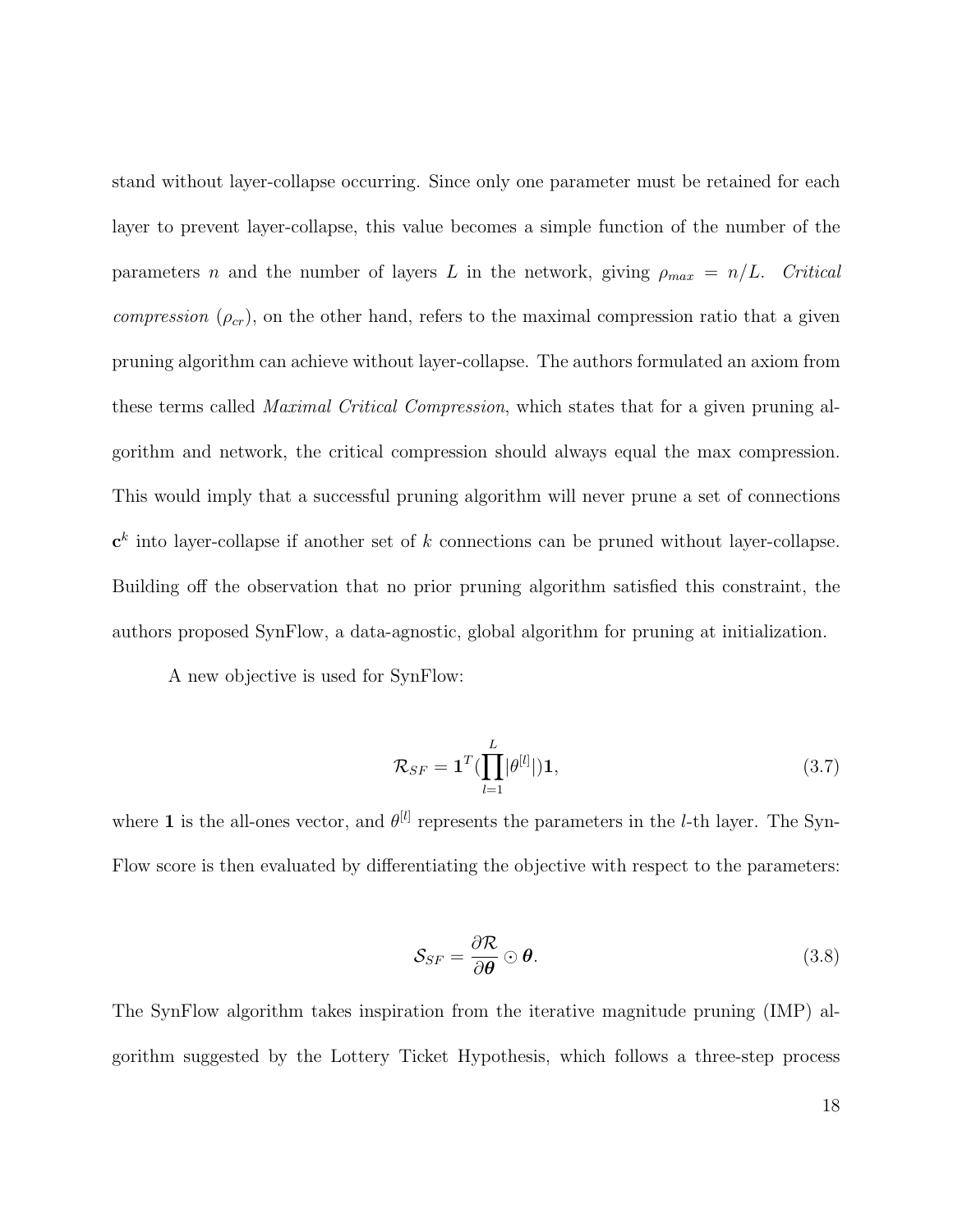stand without layer-collapse occurring. Since only one parameter must be retained for each layer to prevent layer-collapse, this value becomes a simple function of the number of the parameters $n$ and the number of layers $L$ in the network, giving $\rho_{max} = n/L$. *Critical compression* ($\rho_{cr}$), on the other hand, refers to the maximal compression ratio that a given pruning algorithm can achieve without layer-collapse. The authors formulated an axiom from these terms called *Maximal Critical Compression*, which states that for a given pruning algorithm and network, the critical compression should always equal the max compression. This would imply that a successful pruning algorithm will never prune a set of connections $\mathbf{c}^k$ into layer-collapse if another set of $k$ connections can be pruned without layer-collapse. Building off the observation that no prior pruning algorithm satisfied this constraint, the authors proposed SynFlow, a data-agnostic, global algorithm for pruning at initialization.

A new objective is used for SynFlow:

$$\mathcal{R}_{SF} = \mathbf{1}^T(\prod_{l=1}^{L}|\theta^{[l]}|)\mathbf{1}, \tag{3.7}$$

where $\mathbf{1}$ is the all-ones vector, and $\theta^{[l]}$ represents the parameters in the $l$-th layer. The SynFlow score is then evaluated by differentiating the objective with respect to the parameters:

$$\mathcal{S}_{SF} = \frac{\partial \mathcal{R}}{\partial \boldsymbol{\theta}} \odot \boldsymbol{\theta}. \tag{3.8}$$

The SynFlow algorithm takes inspiration from the iterative magnitude pruning (IMP) algorithm suggested by the Lottery Ticket Hypothesis, which follows a three-step process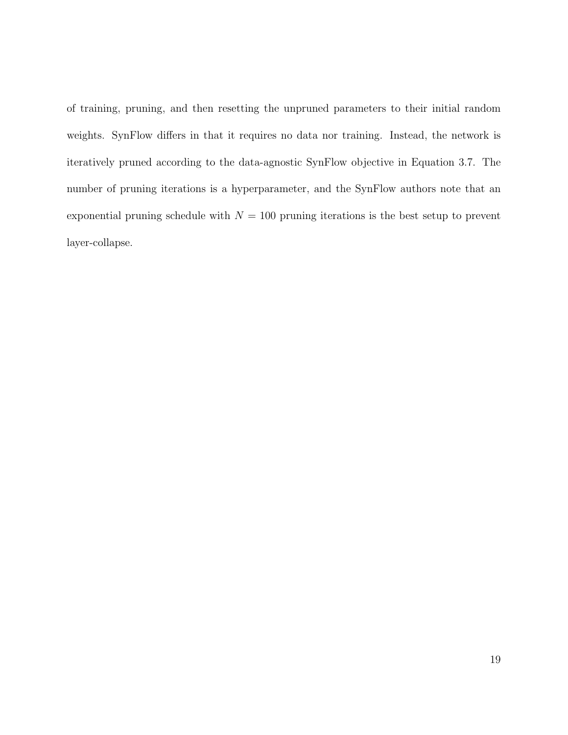of training, pruning, and then resetting the unpruned parameters to their initial random weights. SynFlow differs in that it requires no data nor training. Instead, the network is iteratively pruned according to the data-agnostic SynFlow objective in Equation 3.7. The number of pruning iterations is a hyperparameter, and the SynFlow authors note that an exponential pruning schedule with $N = 100$ pruning iterations is the best setup to prevent layer-collapse.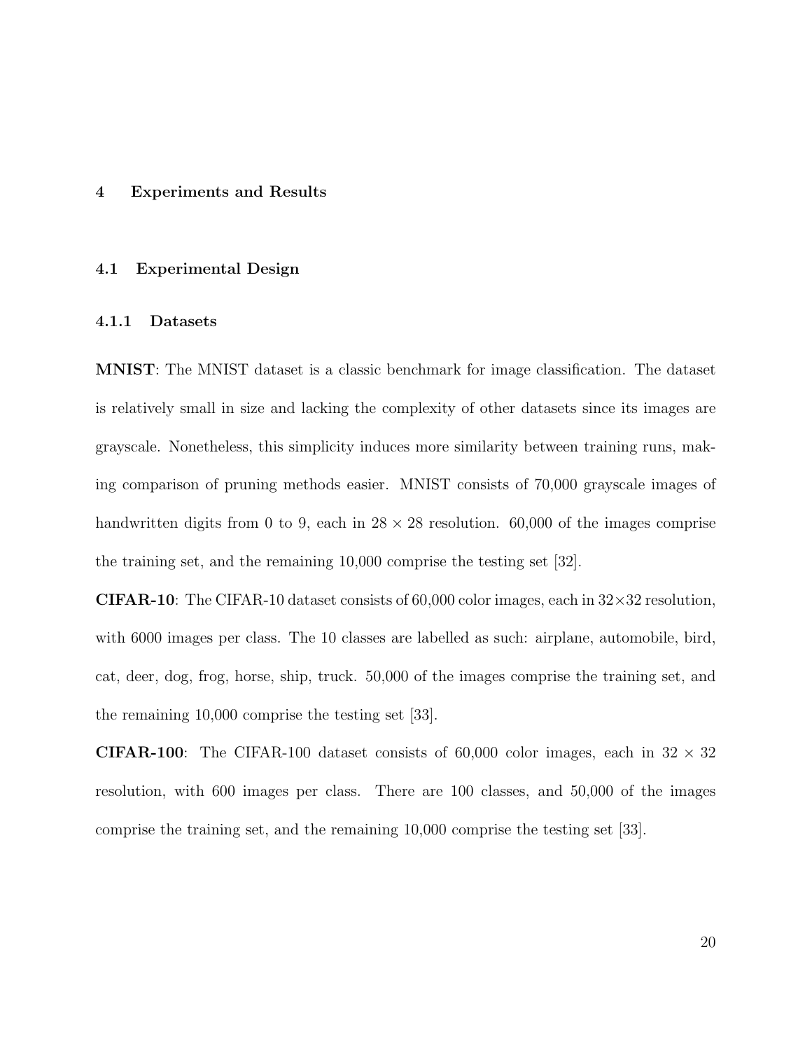# 4 Experiments and Results

## 4.1 Experimental Design

### 4.1.1 Datasets

**MNIST**: The MNIST dataset is a classic benchmark for image classification. The dataset is relatively small in size and lacking the complexity of other datasets since its images are grayscale. Nonetheless, this simplicity induces more similarity between training runs, making comparison of pruning methods easier. MNIST consists of 70,000 grayscale images of handwritten digits from 0 to 9, each in $28 \times 28$ resolution. 60,000 of the images comprise the training set, and the remaining 10,000 comprise the testing set [32].

**CIFAR-10**: The CIFAR-10 dataset consists of 60,000 color images, each in $32 \times 32$ resolution, with 6000 images per class. The 10 classes are labelled as such: airplane, automobile, bird, cat, deer, dog, frog, horse, ship, truck. 50,000 of the images comprise the training set, and the remaining 10,000 comprise the testing set [33].

**CIFAR-100**: The CIFAR-100 dataset consists of 60,000 color images, each in $32 \times 32$ resolution, with 600 images per class. There are 100 classes, and 50,000 of the images comprise the training set, and the remaining 10,000 comprise the testing set [33].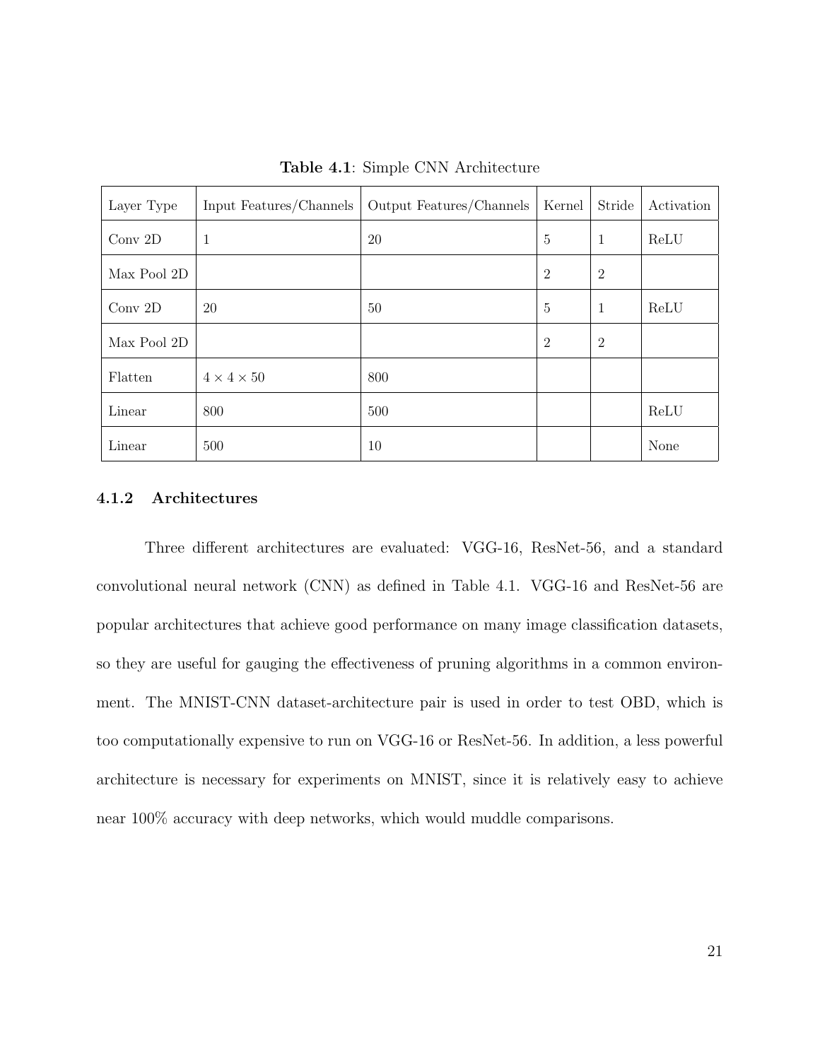**Table 4.1**: Simple CNN Architecture

| Layer Type | Input Features/Channels | Output Features/Channels | Kernel | Stride | Activation |
|---|---|---|---|---|---|
| Conv 2D | 1 | 20 | 5 | 1 | ReLU |
| Max Pool 2D | | | 2 | 2 | |
| Conv 2D | 20 | 50 | 5 | 1 | ReLU |
| Max Pool 2D | | | 2 | 2 | |
| Flatten | $4 \times 4 \times 50$ | 800 | | | |
| Linear | 800 | 500 | | | ReLU |
| Linear | 500 | 10 | | | None |

### 4.1.2 Architectures

Three different architectures are evaluated: VGG-16, ResNet-56, and a standard convolutional neural network (CNN) as defined in Table 4.1. VGG-16 and ResNet-56 are popular architectures that achieve good performance on many image classification datasets, so they are useful for gauging the effectiveness of pruning algorithms in a common environment. The MNIST-CNN dataset-architecture pair is used in order to test OBD, which is too computationally expensive to run on VGG-16 or ResNet-56. In addition, a less powerful architecture is necessary for experiments on MNIST, since it is relatively easy to achieve near 100% accuracy with deep networks, which would muddle comparisons.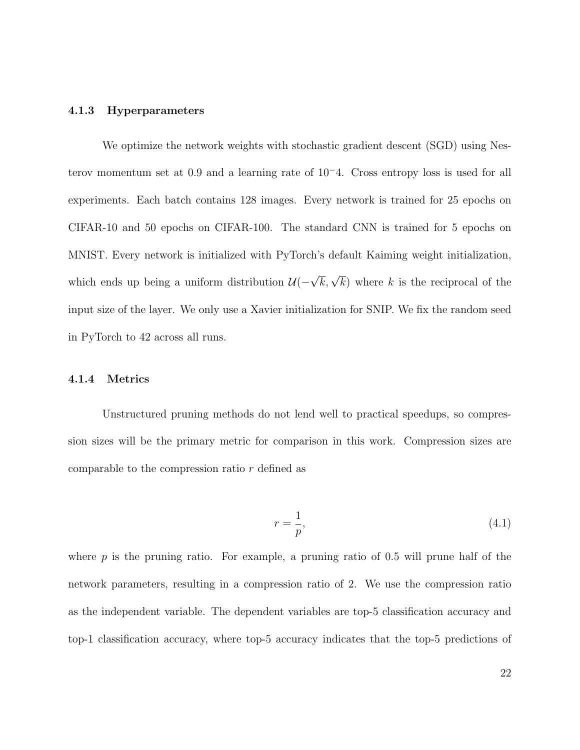### 4.1.3 Hyperparameters

We optimize the network weights with stochastic gradient descent (SGD) using Nesterov momentum set at 0.9 and a learning rate of $10^-4$. Cross entropy loss is used for all experiments. Each batch contains 128 images. Every network is trained for 25 epochs on CIFAR-10 and 50 epochs on CIFAR-100. The standard CNN is trained for 5 epochs on MNIST. Every network is initialized with PyTorch's default Kaiming weight initialization, which ends up being a uniform distribution $\mathcal{U}(-\sqrt{k}, \sqrt{k})$ where $k$ is the reciprocal of the input size of the layer. We only use a Xavier initialization for SNIP. We fix the random seed in PyTorch to 42 across all runs.

### 4.1.4 Metrics

Unstructured pruning methods do not lend well to practical speedups, so compression sizes will be the primary metric for comparison in this work. Compression sizes are comparable to the compression ratio $r$ defined as

$$r = \frac{1}{p}, \tag{4.1}$$

where $p$ is the pruning ratio. For example, a pruning ratio of 0.5 will prune half of the network parameters, resulting in a compression ratio of 2. We use the compression ratio as the independent variable. The dependent variables are top-5 classification accuracy and top-1 classification accuracy, where top-5 accuracy indicates that the top-5 predictions of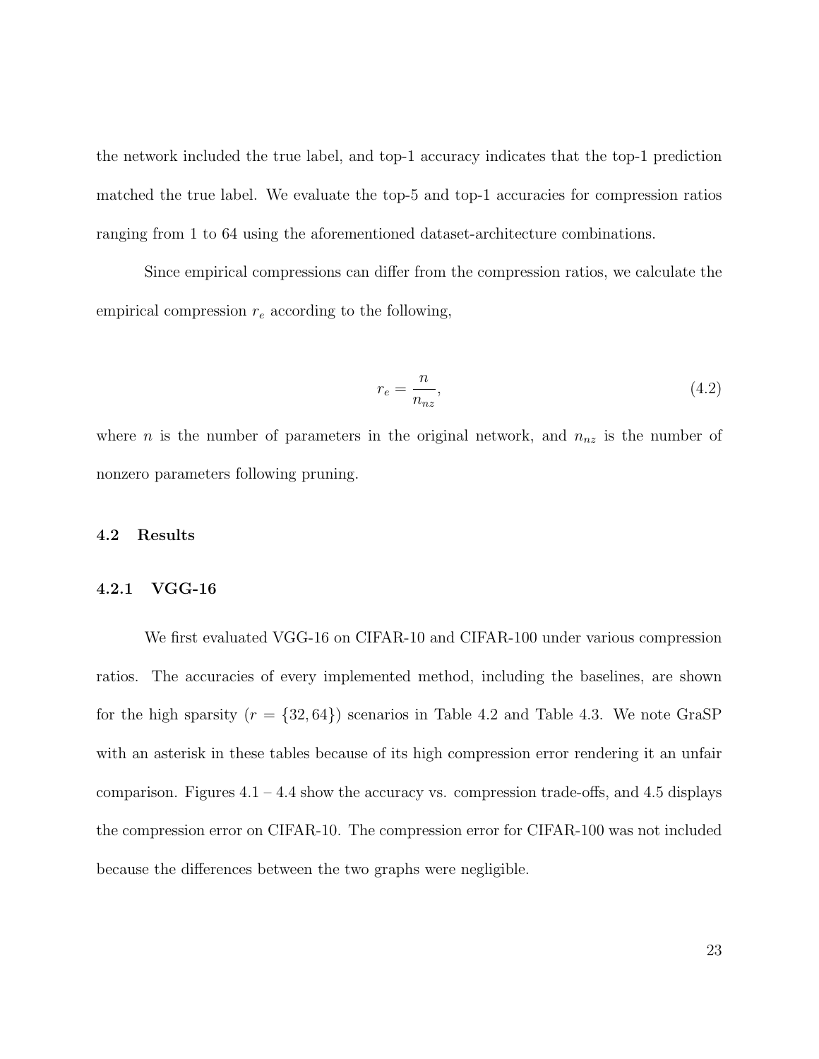the network included the true label, and top-1 accuracy indicates that the top-1 prediction matched the true label. We evaluate the top-5 and top-1 accuracies for compression ratios ranging from 1 to 64 using the aforementioned dataset-architecture combinations.

Since empirical compressions can differ from the compression ratios, we calculate the empirical compression $r_e$ according to the following,

$$r_e = \frac{n}{n_{nz}}, \tag{4.2}$$

where $n$ is the number of parameters in the original network, and $n_{nz}$ is the number of nonzero parameters following pruning.

## 4.2 Results

### 4.2.1 VGG-16

We first evaluated VGG-16 on CIFAR-10 and CIFAR-100 under various compression ratios. The accuracies of every implemented method, including the baselines, are shown for the high sparsity ($r = \{32, 64\}$) scenarios in Table 4.2 and Table 4.3. We note GraSP with an asterisk in these tables because of its high compression error rendering it an unfair comparison. Figures 4.1 – 4.4 show the accuracy vs. compression trade-offs, and 4.5 displays the compression error on CIFAR-10. The compression error for CIFAR-100 was not included because the differences between the two graphs were negligible.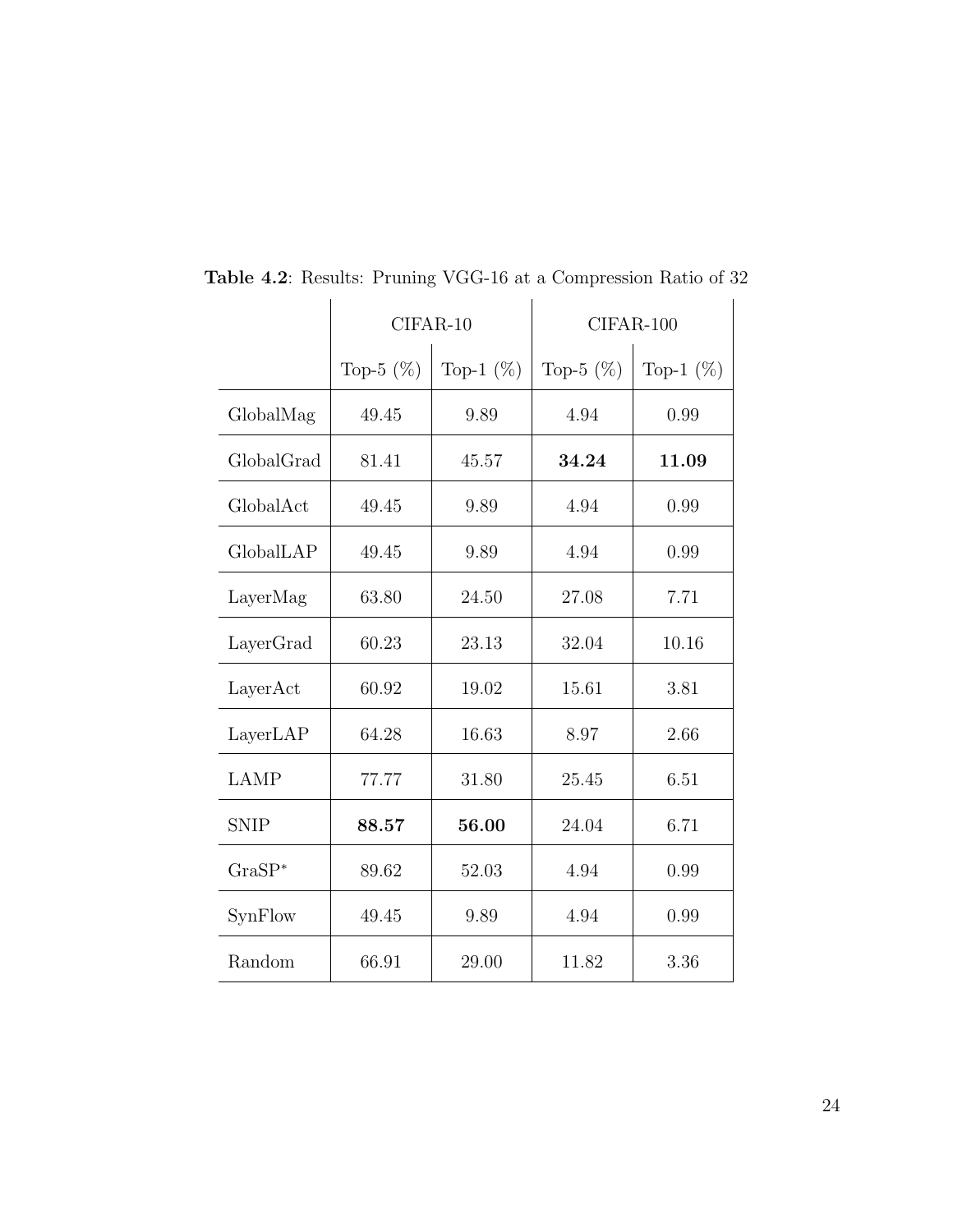**Table 4.2**: Results: Pruning VGG-16 at a Compression Ratio of 32

| | CIFAR-10 | | CIFAR-100 | |
|---|---|---|---|---|
| | Top-5 (%) | Top-1 (%) | Top-5 (%) | Top-1 (%) |
| GlobalMag | 49.45 | 9.89 | 4.94 | 0.99 |
| GlobalGrad | 81.41 | 45.57 | **34.24** | **11.09** |
| GlobalAct | 49.45 | 9.89 | 4.94 | 0.99 |
| GlobalLAP | 49.45 | 9.89 | 4.94 | 0.99 |
| LayerMag | 63.80 | 24.50 | 27.08 | 7.71 |
| LayerGrad | 60.23 | 23.13 | 32.04 | 10.16 |
| LayerAct | 60.92 | 19.02 | 15.61 | 3.81 |
| LayerLAP | 64.28 | 16.63 | 8.97 | 2.66 |
| LAMP | 77.77 | 31.80 | 25.45 | 6.51 |
| SNIP | **88.57** | **56.00** | 24.04 | 6.71 |
| GraSP* | 89.62 | 52.03 | 4.94 | 0.99 |
| SynFlow | 49.45 | 9.89 | 4.94 | 0.99 |
| Random | 66.91 | 29.00 | 11.82 | 3.36 |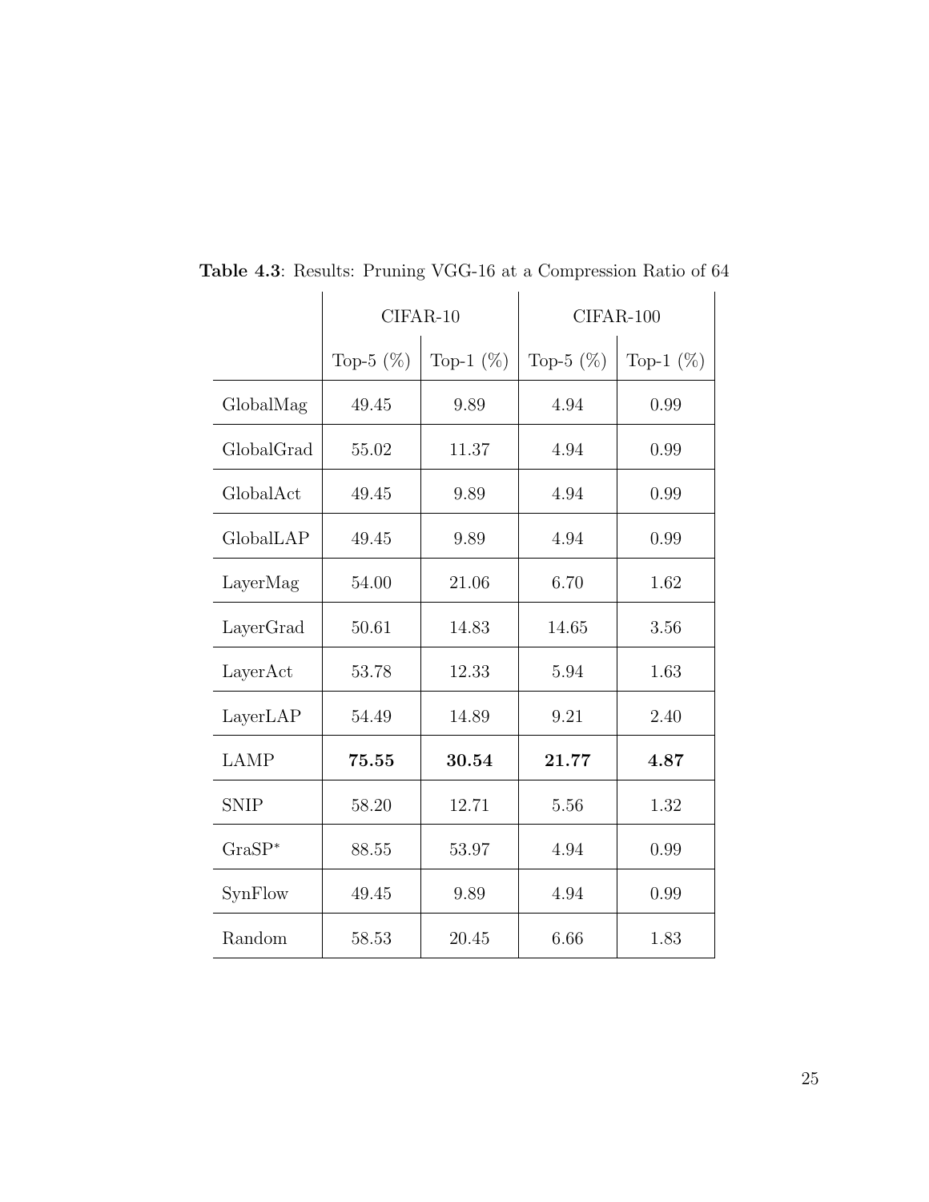**Table 4.3**: Results: Pruning VGG-16 at a Compression Ratio of 64

| | CIFAR-10 | | CIFAR-100 | |
|---|---|---|---|---|
| | Top-5 (%) | Top-1 (%) | Top-5 (%) | Top-1 (%) |
| GlobalMag | 49.45 | 9.89 | 4.94 | 0.99 |
| GlobalGrad | 55.02 | 11.37 | 4.94 | 0.99 |
| GlobalAct | 49.45 | 9.89 | 4.94 | 0.99 |
| GlobalLAP | 49.45 | 9.89 | 4.94 | 0.99 |
| LayerMag | 54.00 | 21.06 | 6.70 | 1.62 |
| LayerGrad | 50.61 | 14.83 | 14.65 | 3.56 |
| LayerAct | 53.78 | 12.33 | 5.94 | 1.63 |
| LayerLAP | 54.49 | 14.89 | 9.21 | 2.40 |
| LAMP | **75.55** | **30.54** | **21.77** | **4.87** |
| SNIP | 58.20 | 12.71 | 5.56 | 1.32 |
| GraSP* | 88.55 | 53.97 | 4.94 | 0.99 |
| SynFlow | 49.45 | 9.89 | 4.94 | 0.99 |
| Random | 58.53 | 20.45 | 6.66 | 1.83 |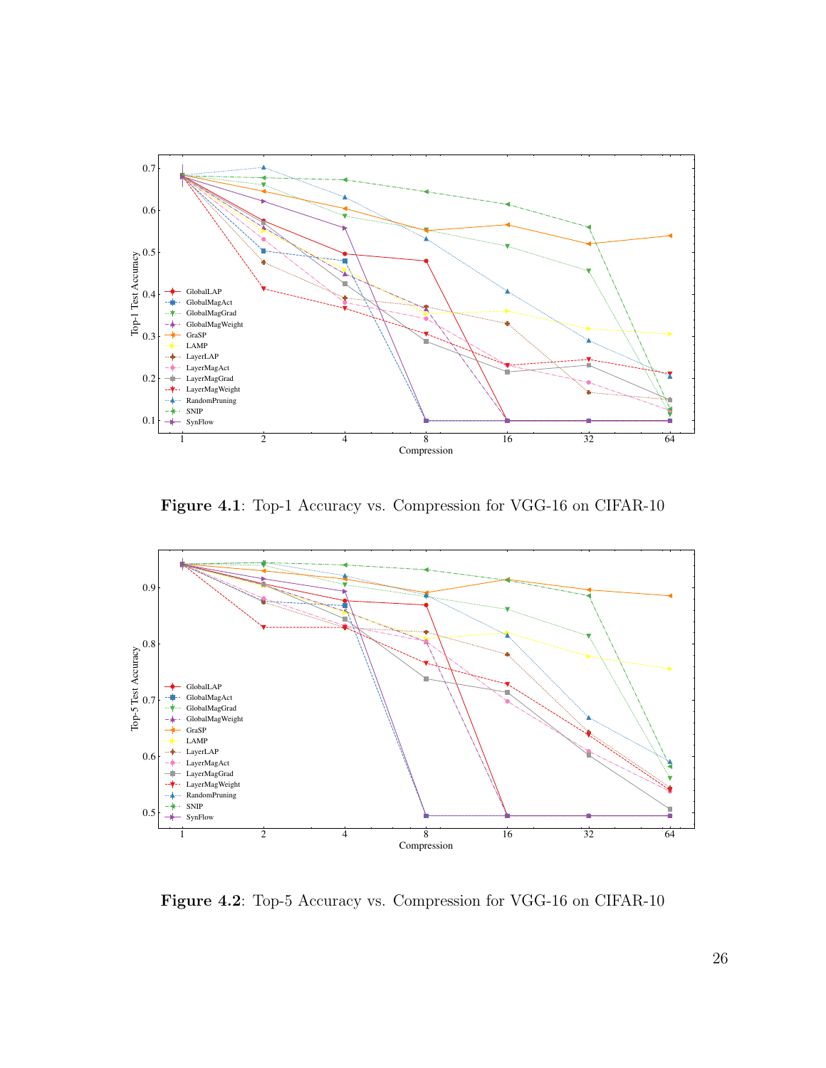**Figure 4.1**: Top-1 Accuracy vs. Compression for VGG-16 on CIFAR-10

**Figure 4.2**: Top-5 Accuracy vs. Compression for VGG-16 on CIFAR-10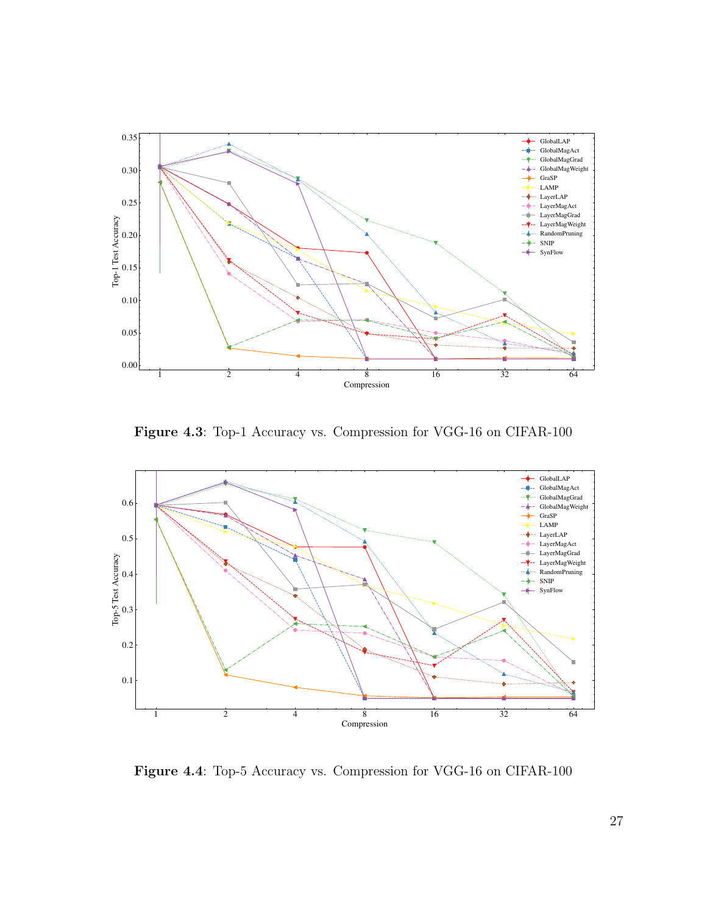**Figure 4.3**: Top-1 Accuracy vs. Compression for VGG-16 on CIFAR-100

**Figure 4.4**: Top-5 Accuracy vs. Compression for VGG-16 on CIFAR-100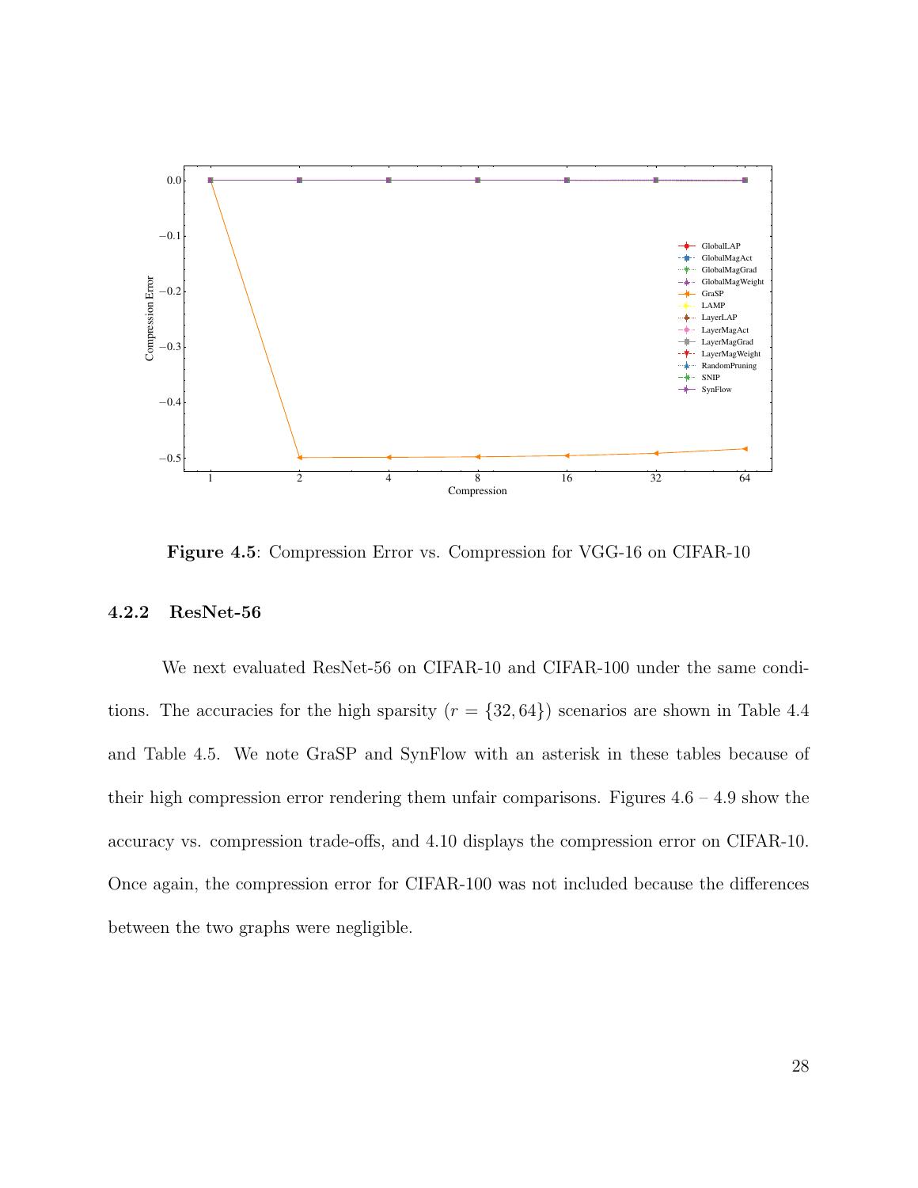**Figure 4.5**: Compression Error vs. Compression for VGG-16 on CIFAR-10

### 4.2.2 ResNet-56

We next evaluated ResNet-56 on CIFAR-10 and CIFAR-100 under the same conditions. The accuracies for the high sparsity ($r = \{32, 64\}$) scenarios are shown in Table 4.4 and Table 4.5. We note GraSP and SynFlow with an asterisk in these tables because of their high compression error rendering them unfair comparisons. Figures 4.6 – 4.9 show the accuracy vs. compression trade-offs, and 4.10 displays the compression error on CIFAR-10. Once again, the compression error for CIFAR-100 was not included because the differences between the two graphs were negligible.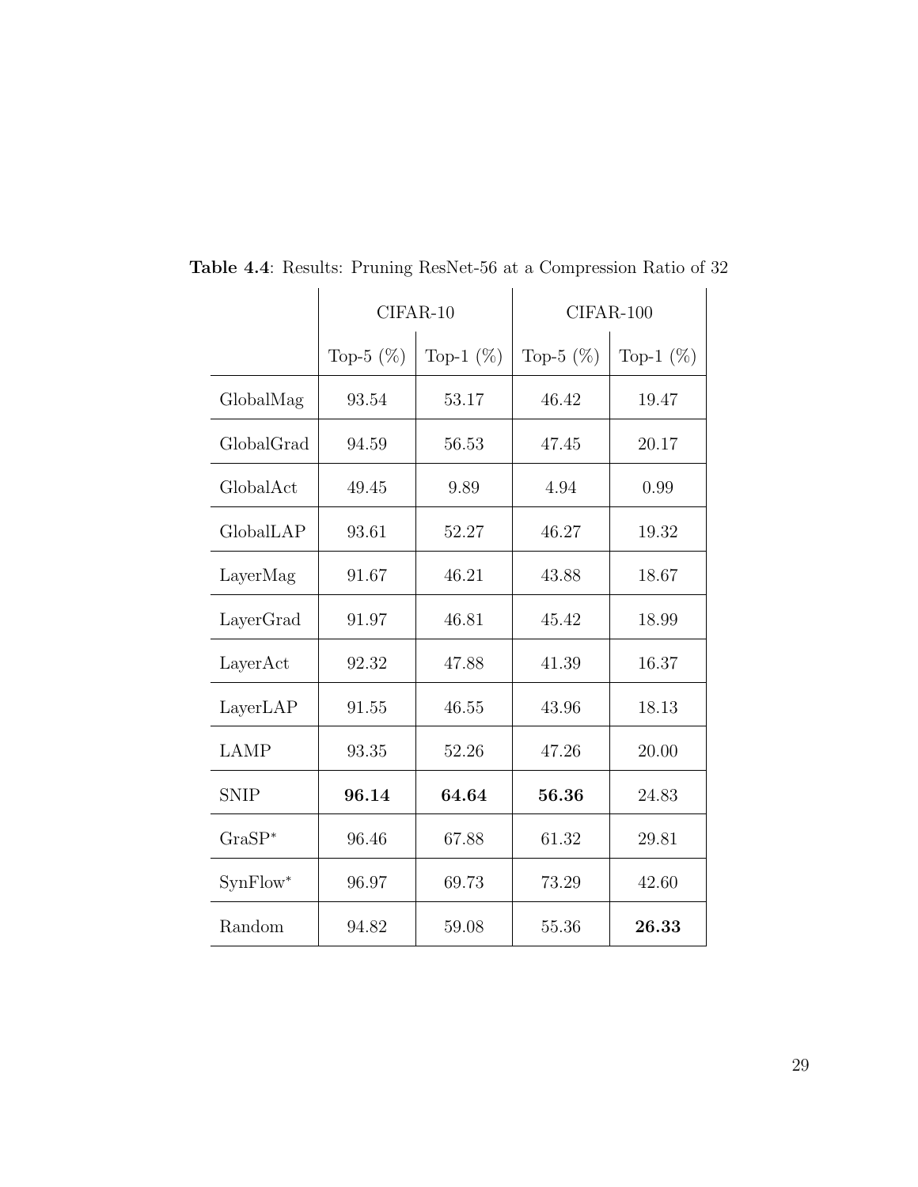**Table 4.4**: Results: Pruning ResNet-56 at a Compression Ratio of 32

| | CIFAR-10 | | CIFAR-100 | |
|---|---|---|---|---|
| | Top-5 (%) | Top-1 (%) | Top-5 (%) | Top-1 (%) |
| GlobalMag | 93.54 | 53.17 | 46.42 | 19.47 |
| GlobalGrad | 94.59 | 56.53 | 47.45 | 20.17 |
| GlobalAct | 49.45 | 9.89 | 4.94 | 0.99 |
| GlobalLAP | 93.61 | 52.27 | 46.27 | 19.32 |
| LayerMag | 91.67 | 46.21 | 43.88 | 18.67 |
| LayerGrad | 91.97 | 46.81 | 45.42 | 18.99 |
| LayerAct | 92.32 | 47.88 | 41.39 | 16.37 |
| LayerLAP | 91.55 | 46.55 | 43.96 | 18.13 |
| LAMP | 93.35 | 52.26 | 47.26 | 20.00 |
| SNIP | **96.14** | **64.64** | **56.36** | 24.83 |
| GraSP* | 96.46 | 67.88 | 61.32 | 29.81 |
| SynFlow* | 96.97 | 69.73 | 73.29 | 42.60 |
| Random | 94.82 | 59.08 | 55.36 | **26.33** |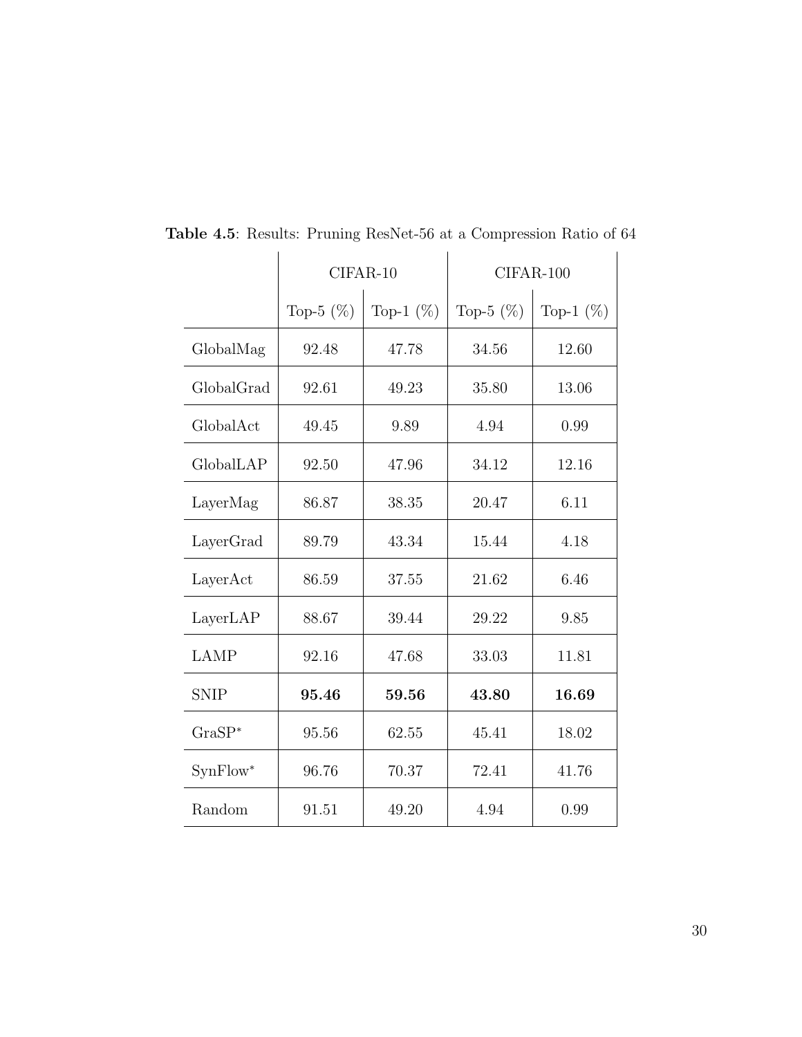**Table 4.5**: Results: Pruning ResNet-56 at a Compression Ratio of 64

| | CIFAR-10 | | CIFAR-100 | |
|---|---|---|---|---|
| | Top-5 (%) | Top-1 (%) | Top-5 (%) | Top-1 (%) |
| GlobalMag | 92.48 | 47.78 | 34.56 | 12.60 |
| GlobalGrad | 92.61 | 49.23 | 35.80 | 13.06 |
| GlobalAct | 49.45 | 9.89 | 4.94 | 0.99 |
| GlobalLAP | 92.50 | 47.96 | 34.12 | 12.16 |
| LayerMag | 86.87 | 38.35 | 20.47 | 6.11 |
| LayerGrad | 89.79 | 43.34 | 15.44 | 4.18 |
| LayerAct | 86.59 | 37.55 | 21.62 | 6.46 |
| LayerLAP | 88.67 | 39.44 | 29.22 | 9.85 |
| LAMP | 92.16 | 47.68 | 33.03 | 11.81 |
| SNIP | **95.46** | **59.56** | **43.80** | **16.69** |
| GraSP* | 95.56 | 62.55 | 45.41 | 18.02 |
| SynFlow* | 96.76 | 70.37 | 72.41 | 41.76 |
| Random | 91.51 | 49.20 | 4.94 | 0.99 |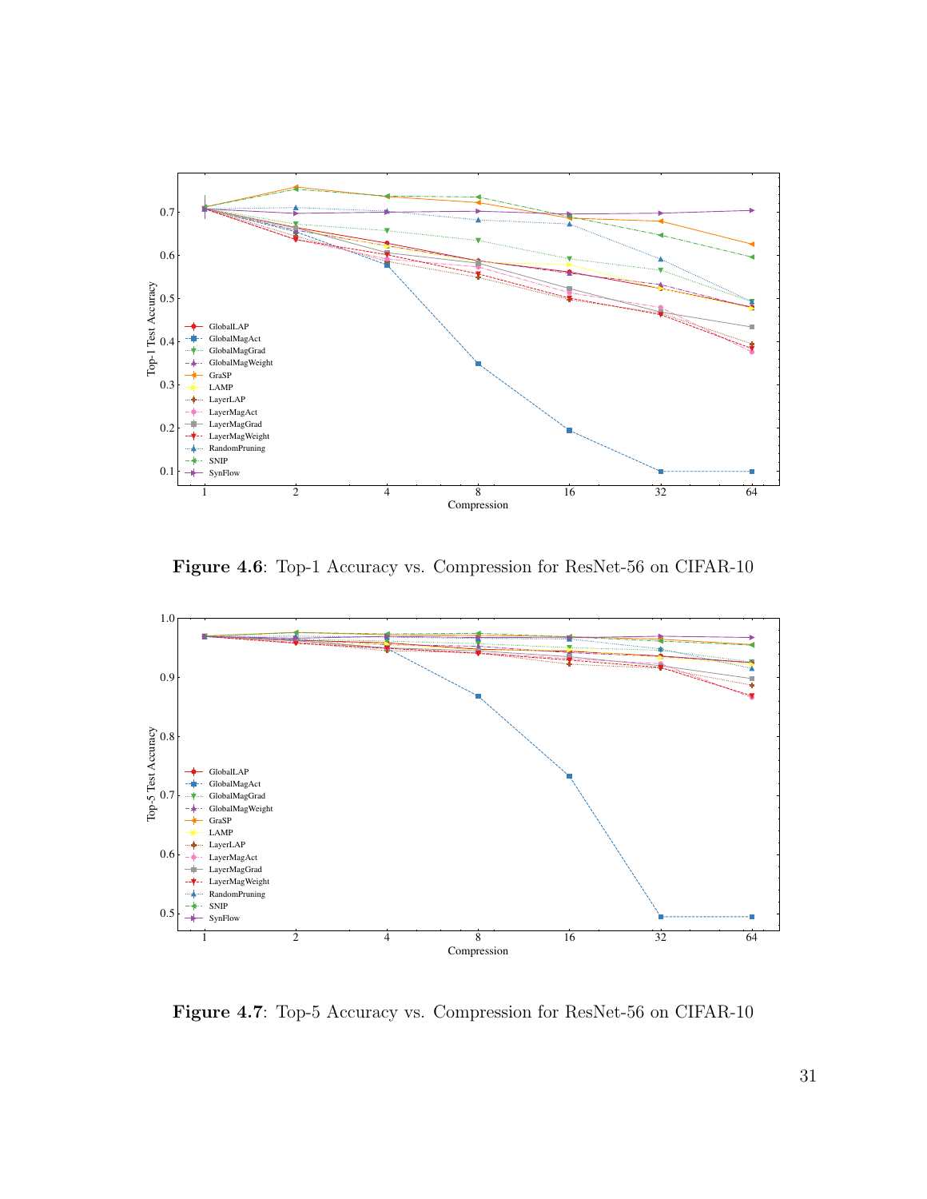**Figure 4.6**: Top-1 Accuracy vs. Compression for ResNet-56 on CIFAR-10

**Figure 4.7**: Top-5 Accuracy vs. Compression for ResNet-56 on CIFAR-10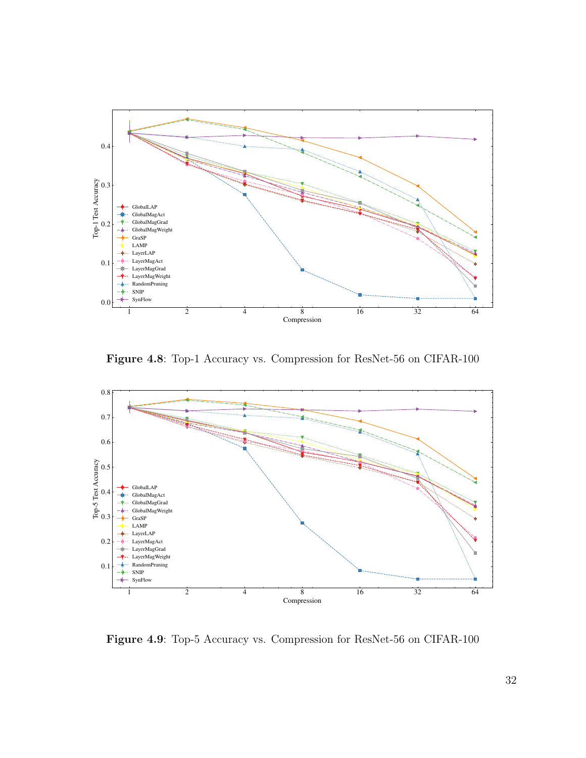**Figure 4.8**: Top-1 Accuracy vs. Compression for ResNet-56 on CIFAR-100

**Figure 4.9**: Top-5 Accuracy vs. Compression for ResNet-56 on CIFAR-100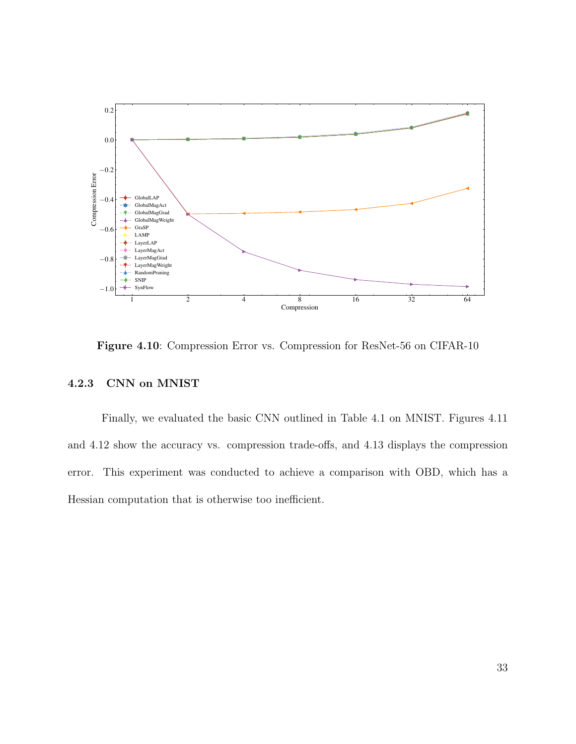**Figure 4.10**: Compression Error vs. Compression for ResNet-56 on CIFAR-10

### 4.2.3 CNN on MNIST

Finally, we evaluated the basic CNN outlined in Table 4.1 on MNIST. Figures 4.11 and 4.12 show the accuracy vs. compression trade-offs, and 4.13 displays the compression error. This experiment was conducted to achieve a comparison with OBD, which has a Hessian computation that is otherwise too inefficient.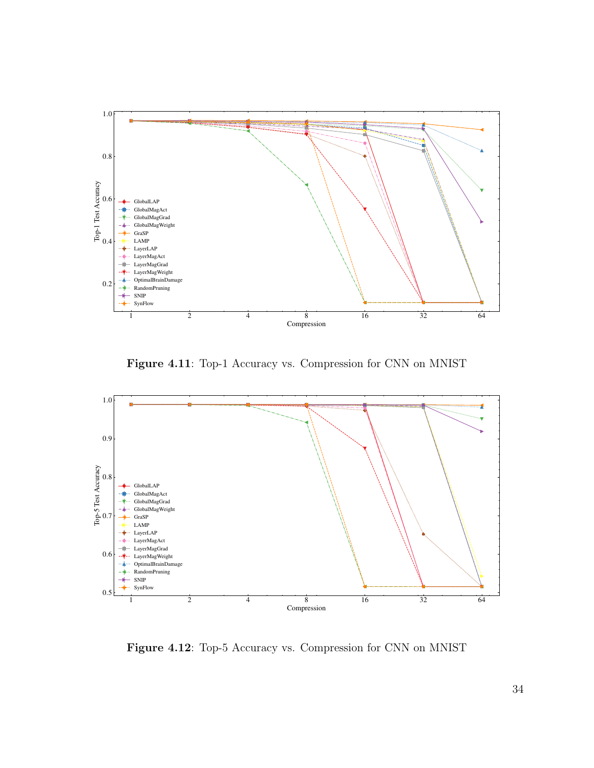Figure 4.11: Top-1 Accuracy vs. Compression for CNN on MNIST

Figure 4.12: Top-5 Accuracy vs. Compression for CNN on MNIST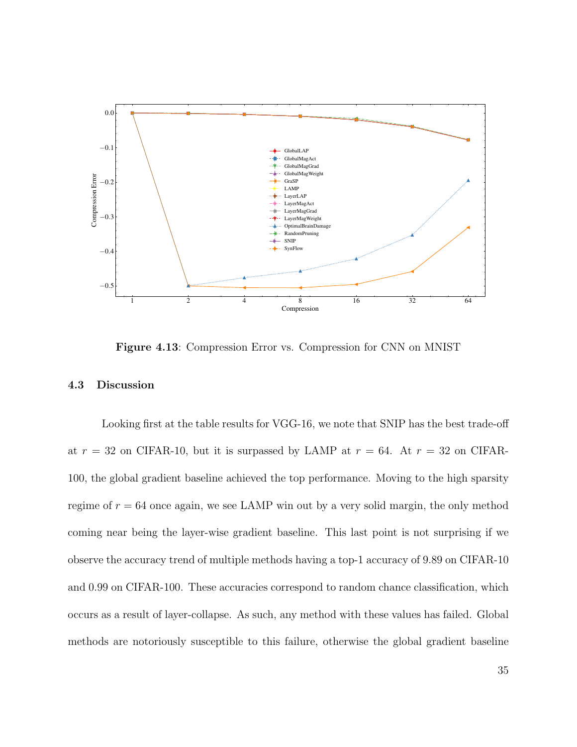**Figure 4.13**: Compression Error vs. Compression for CNN on MNIST

## 4.3 Discussion

Looking first at the table results for VGG-16, we note that SNIP has the best trade-off at $r = 32$ on CIFAR-10, but it is surpassed by LAMP at $r = 64$. At $r = 32$ on CIFAR-100, the global gradient baseline achieved the top performance. Moving to the high sparsity regime of $r = 64$ once again, we see LAMP win out by a very solid margin, the only method coming near being the layer-wise gradient baseline. This last point is not surprising if we observe the accuracy trend of multiple methods having a top-1 accuracy of 9.89 on CIFAR-10 and 0.99 on CIFAR-100. These accuracies correspond to random chance classification, which occurs as a result of layer-collapse. As such, any method with these values has failed. Global methods are notoriously susceptible to this failure, otherwise the global gradient baseline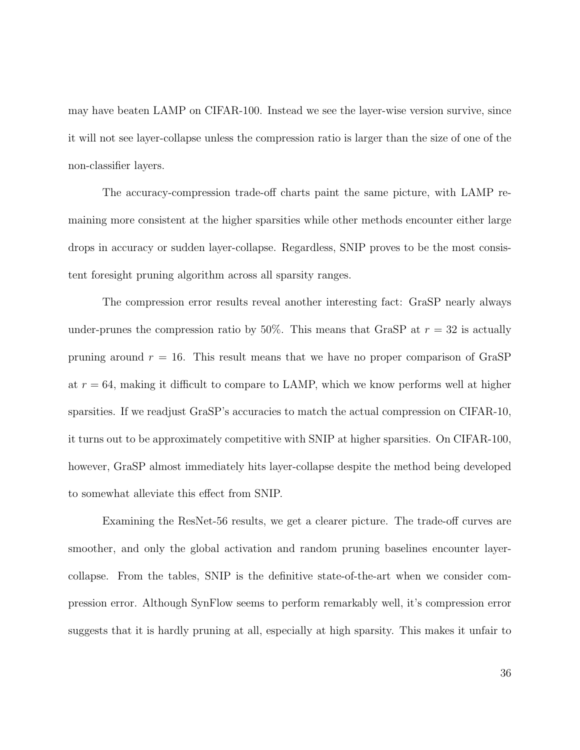may have beaten LAMP on CIFAR-100. Instead we see the layer-wise version survive, since it will not see layer-collapse unless the compression ratio is larger than the size of one of the non-classifier layers.

The accuracy-compression trade-off charts paint the same picture, with LAMP remaining more consistent at the higher sparsities while other methods encounter either large drops in accuracy or sudden layer-collapse. Regardless, SNIP proves to be the most consistent foresight pruning algorithm across all sparsity ranges.

The compression error results reveal another interesting fact: GraSP nearly always under-prunes the compression ratio by 50%. This means that GraSP at $r = 32$ is actually pruning around $r = 16$. This result means that we have no proper comparison of GraSP at $r = 64$, making it difficult to compare to LAMP, which we know performs well at higher sparsities. If we readjust GraSP's accuracies to match the actual compression on CIFAR-10, it turns out to be approximately competitive with SNIP at higher sparsities. On CIFAR-100, however, GraSP almost immediately hits layer-collapse despite the method being developed to somewhat alleviate this effect from SNIP.

Examining the ResNet-56 results, we get a clearer picture. The trade-off curves are smoother, and only the global activation and random pruning baselines encounter layer-collapse. From the tables, SNIP is the definitive state-of-the-art when we consider compression error. Although SynFlow seems to perform remarkably well, it's compression error suggests that it is hardly pruning at all, especially at high sparsity. This makes it unfair to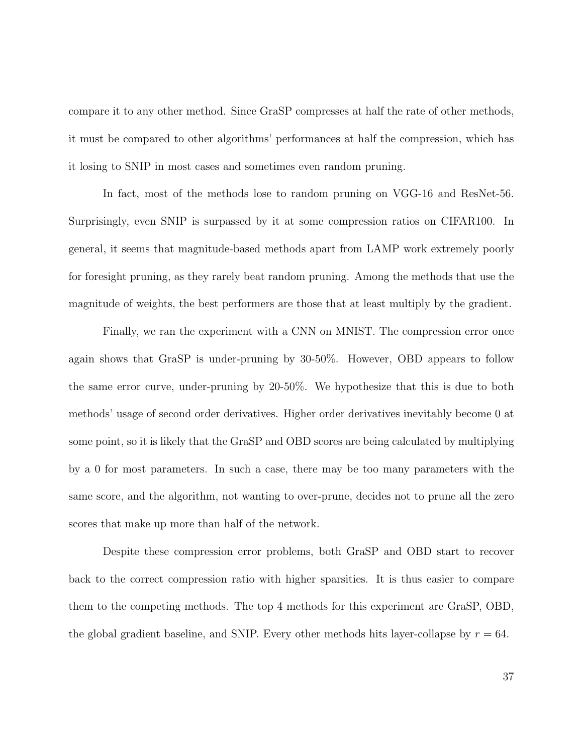compare it to any other method. Since GraSP compresses at half the rate of other methods, it must be compared to other algorithms' performances at half the compression, which has it losing to SNIP in most cases and sometimes even random pruning.

In fact, most of the methods lose to random pruning on VGG-16 and ResNet-56. Surprisingly, even SNIP is surpassed by it at some compression ratios on CIFAR100. In general, it seems that magnitude-based methods apart from LAMP work extremely poorly for foresight pruning, as they rarely beat random pruning. Among the methods that use the magnitude of weights, the best performers are those that at least multiply by the gradient.

Finally, we ran the experiment with a CNN on MNIST. The compression error once again shows that GraSP is under-pruning by 30-50%. However, OBD appears to follow the same error curve, under-pruning by 20-50%. We hypothesize that this is due to both methods' usage of second order derivatives. Higher order derivatives inevitably become 0 at some point, so it is likely that the GraSP and OBD scores are being calculated by multiplying by a 0 for most parameters. In such a case, there may be too many parameters with the same score, and the algorithm, not wanting to over-prune, decides not to prune all the zero scores that make up more than half of the network.

Despite these compression error problems, both GraSP and OBD start to recover back to the correct compression ratio with higher sparsities. It is thus easier to compare them to the competing methods. The top 4 methods for this experiment are GraSP, OBD, the global gradient baseline, and SNIP. Every other methods hits layer-collapse by $r = 64$.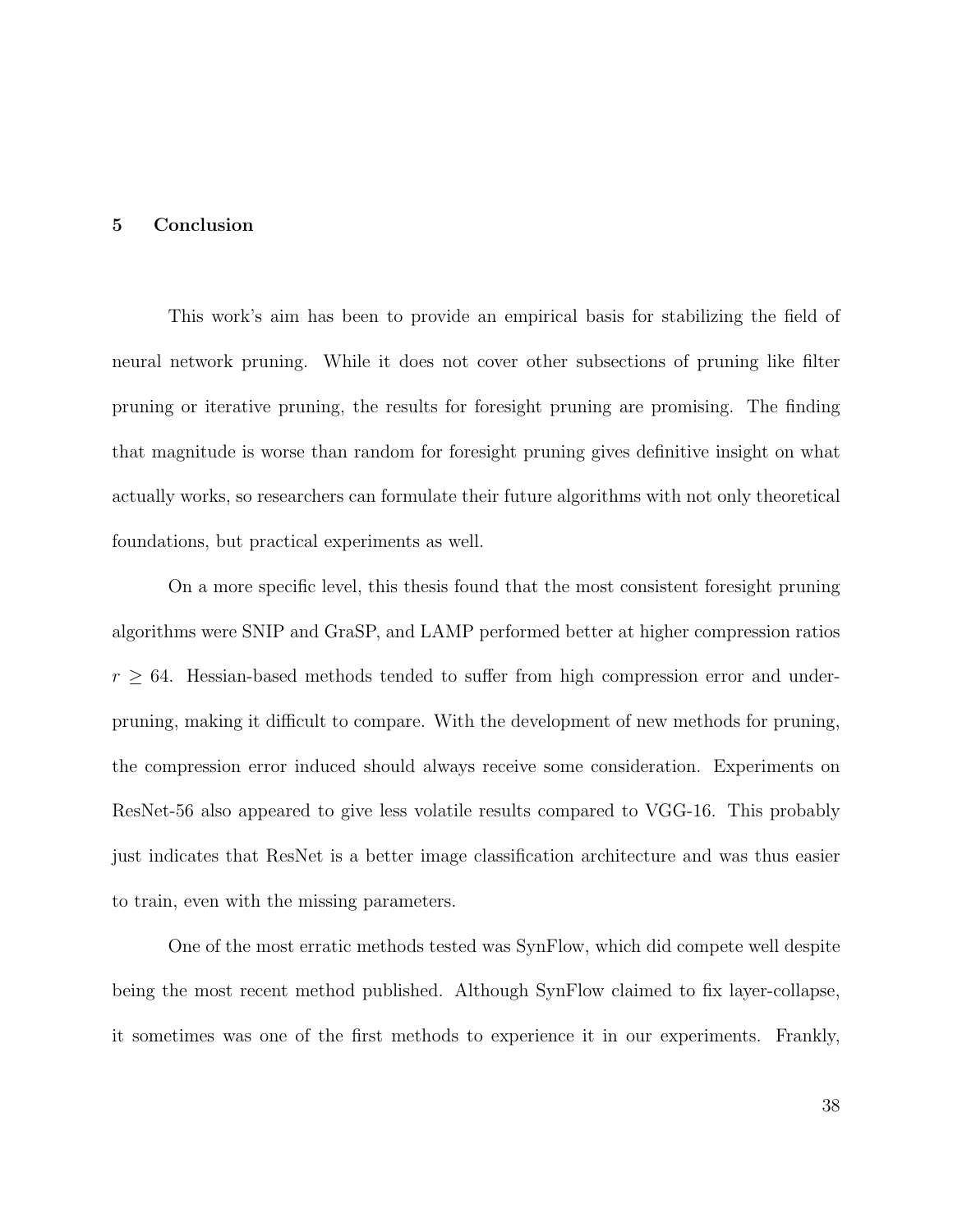# 5 Conclusion

This work's aim has been to provide an empirical basis for stabilizing the field of neural network pruning. While it does not cover other subsections of pruning like filter pruning or iterative pruning, the results for foresight pruning are promising. The finding that magnitude is worse than random for foresight pruning gives definitive insight on what actually works, so researchers can formulate their future algorithms with not only theoretical foundations, but practical experiments as well.

On a more specific level, this thesis found that the most consistent foresight pruning algorithms were SNIP and GraSP, and LAMP performed better at higher compression ratios $r \geq 64$. Hessian-based methods tended to suffer from high compression error and under-pruning, making it difficult to compare. With the development of new methods for pruning, the compression error induced should always receive some consideration. Experiments on ResNet-56 also appeared to give less volatile results compared to VGG-16. This probably just indicates that ResNet is a better image classification architecture and was thus easier to train, even with the missing parameters.

One of the most erratic methods tested was SynFlow, which did compete well despite being the most recent method published. Although SynFlow claimed to fix layer-collapse, it sometimes was one of the first methods to experience it in our experiments. Frankly,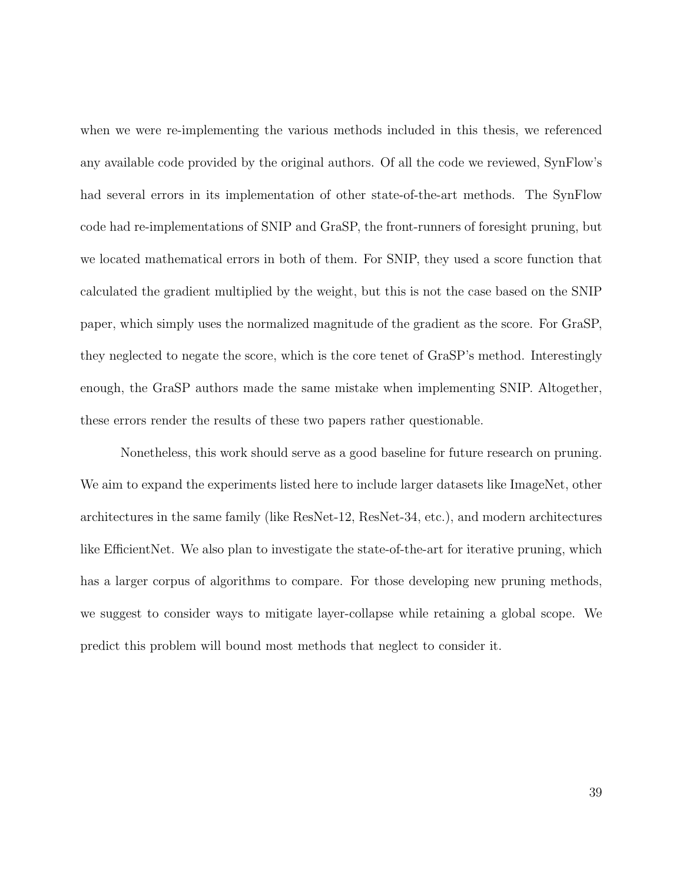when we were re-implementing the various methods included in this thesis, we referenced any available code provided by the original authors. Of all the code we reviewed, SynFlow's had several errors in its implementation of other state-of-the-art methods. The SynFlow code had re-implementations of SNIP and GraSP, the front-runners of foresight pruning, but we located mathematical errors in both of them. For SNIP, they used a score function that calculated the gradient multiplied by the weight, but this is not the case based on the SNIP paper, which simply uses the normalized magnitude of the gradient as the score. For GraSP, they neglected to negate the score, which is the core tenet of GraSP's method. Interestingly enough, the GraSP authors made the same mistake when implementing SNIP. Altogether, these errors render the results of these two papers rather questionable.

Nonetheless, this work should serve as a good baseline for future research on pruning. We aim to expand the experiments listed here to include larger datasets like ImageNet, other architectures in the same family (like ResNet-12, ResNet-34, etc.), and modern architectures like EfficientNet. We also plan to investigate the state-of-the-art for iterative pruning, which has a larger corpus of algorithms to compare. For those developing new pruning methods, we suggest to consider ways to mitigate layer-collapse while retaining a global scope. We predict this problem will bound most methods that neglect to consider it.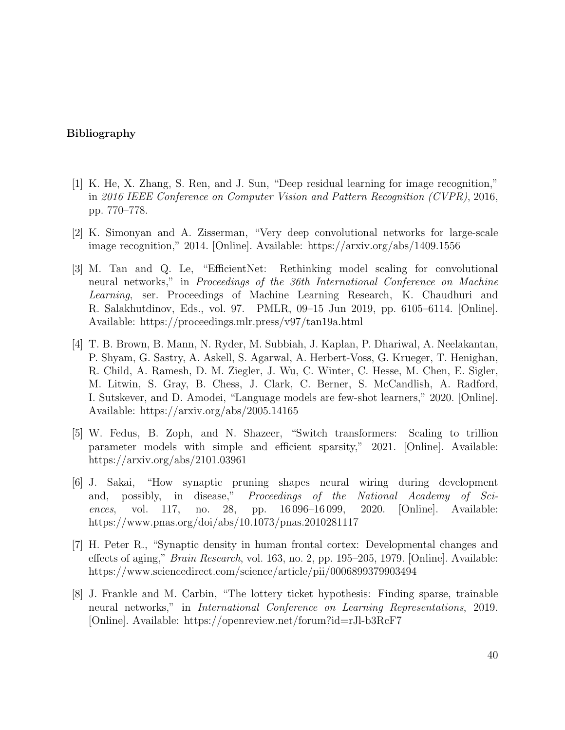## Bibliography

[1] K. He, X. Zhang, S. Ren, and J. Sun, "Deep residual learning for image recognition," in *2016 IEEE Conference on Computer Vision and Pattern Recognition (CVPR)*, 2016, pp. 770–778.

[2] K. Simonyan and A. Zisserman, "Very deep convolutional networks for large-scale image recognition," 2014. [Online]. Available: https://arxiv.org/abs/1409.1556

[3] M. Tan and Q. Le, "EfficientNet: Rethinking model scaling for convolutional neural networks," in *Proceedings of the 36th International Conference on Machine Learning*, ser. Proceedings of Machine Learning Research, K. Chaudhuri and R. Salakhutdinov, Eds., vol. 97. PMLR, 09–15 Jun 2019, pp. 6105–6114. [Online]. Available: https://proceedings.mlr.press/v97/tan19a.html

[4] T. B. Brown, B. Mann, N. Ryder, M. Subbiah, J. Kaplan, P. Dhariwal, A. Neelakantan, P. Shyam, G. Sastry, A. Askell, S. Agarwal, A. Herbert-Voss, G. Krueger, T. Henighan, R. Child, A. Ramesh, D. M. Ziegler, J. Wu, C. Winter, C. Hesse, M. Chen, E. Sigler, M. Litwin, S. Gray, B. Chess, J. Clark, C. Berner, S. McCandlish, A. Radford, I. Sutskever, and D. Amodei, "Language models are few-shot learners," 2020. [Online]. Available: https://arxiv.org/abs/2005.14165

[5] W. Fedus, B. Zoph, and N. Shazeer, "Switch transformers: Scaling to trillion parameter models with simple and efficient sparsity," 2021. [Online]. Available: https://arxiv.org/abs/2101.03961

[6] J. Sakai, "How synaptic pruning shapes neural wiring during development and, possibly, in disease," *Proceedings of the National Academy of Sciences*, vol. 117, no. 28, pp. 16 096–16 099, 2020. [Online]. Available: https://www.pnas.org/doi/abs/10.1073/pnas.2010281117

[7] H. Peter R., "Synaptic density in human frontal cortex: Developmental changes and effects of aging," *Brain Research*, vol. 163, no. 2, pp. 195–205, 1979. [Online]. Available: https://www.sciencedirect.com/science/article/pii/0006899379903494

[8] J. Frankle and M. Carbin, "The lottery ticket hypothesis: Finding sparse, trainable neural networks," in *International Conference on Learning Representations*, 2019. [Online]. Available: https://openreview.net/forum?id=rJl-b3RcF7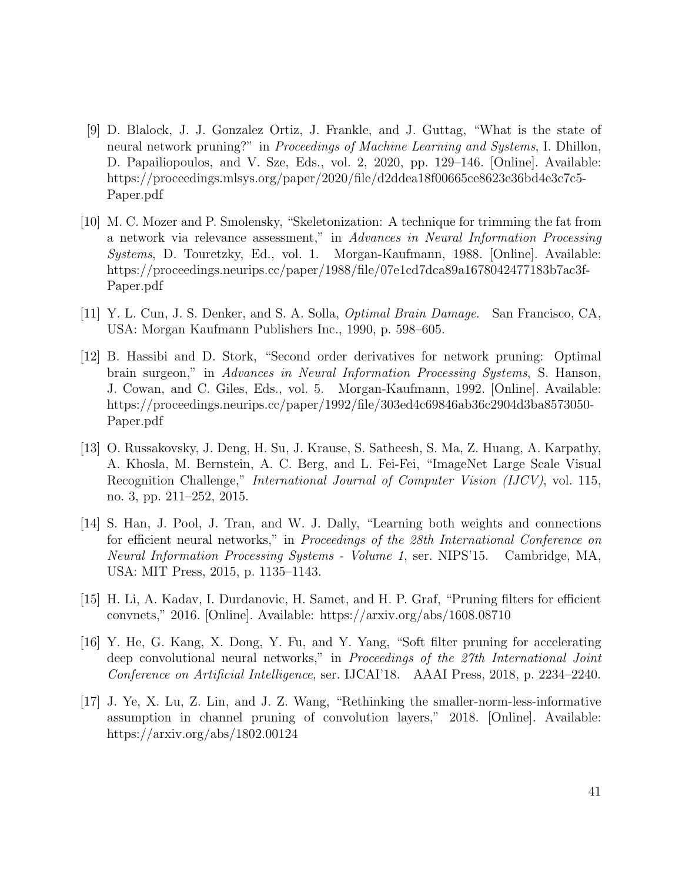[9] D. Blalock, J. J. Gonzalez Ortiz, J. Frankle, and J. Guttag, "What is the state of neural network pruning?" in *Proceedings of Machine Learning and Systems*, I. Dhillon, D. Papailiopoulos, and V. Sze, Eds., vol. 2, 2020, pp. 129–146. [Online]. Available: https://proceedings.mlsys.org/paper/2020/file/d2ddea18f00665ce8623e36bd4e3c7c5-Paper.pdf

[10] M. C. Mozer and P. Smolensky, "Skeletonization: A technique for trimming the fat from a network via relevance assessment," in *Advances in Neural Information Processing Systems*, D. Touretzky, Ed., vol. 1. Morgan-Kaufmann, 1988. [Online]. Available: https://proceedings.neurips.cc/paper/1988/file/07e1cd7dca89a1678042477183b7ac3f-Paper.pdf

[11] Y. L. Cun, J. S. Denker, and S. A. Solla, *Optimal Brain Damage*. San Francisco, CA, USA: Morgan Kaufmann Publishers Inc., 1990, p. 598–605.

[12] B. Hassibi and D. Stork, "Second order derivatives for network pruning: Optimal brain surgeon," in *Advances in Neural Information Processing Systems*, S. Hanson, J. Cowan, and C. Giles, Eds., vol. 5. Morgan-Kaufmann, 1992. [Online]. Available: https://proceedings.neurips.cc/paper/1992/file/303ed4c69846ab36c2904d3ba8573050-Paper.pdf

[13] O. Russakovsky, J. Deng, H. Su, J. Krause, S. Satheesh, S. Ma, Z. Huang, A. Karpathy, A. Khosla, M. Bernstein, A. C. Berg, and L. Fei-Fei, "ImageNet Large Scale Visual Recognition Challenge," *International Journal of Computer Vision (IJCV)*, vol. 115, no. 3, pp. 211–252, 2015.

[14] S. Han, J. Pool, J. Tran, and W. J. Dally, "Learning both weights and connections for efficient neural networks," in *Proceedings of the 28th International Conference on Neural Information Processing Systems - Volume 1*, ser. NIPS'15. Cambridge, MA, USA: MIT Press, 2015, p. 1135–1143.

[15] H. Li, A. Kadav, I. Durdanovic, H. Samet, and H. P. Graf, "Pruning filters for efficient convnets," 2016. [Online]. Available: https://arxiv.org/abs/1608.08710

[16] Y. He, G. Kang, X. Dong, Y. Fu, and Y. Yang, "Soft filter pruning for accelerating deep convolutional neural networks," in *Proceedings of the 27th International Joint Conference on Artificial Intelligence*, ser. IJCAI'18. AAAI Press, 2018, p. 2234–2240.

[17] J. Ye, X. Lu, Z. Lin, and J. Z. Wang, "Rethinking the smaller-norm-less-informative assumption in channel pruning of convolution layers," 2018. [Online]. Available: https://arxiv.org/abs/1802.00124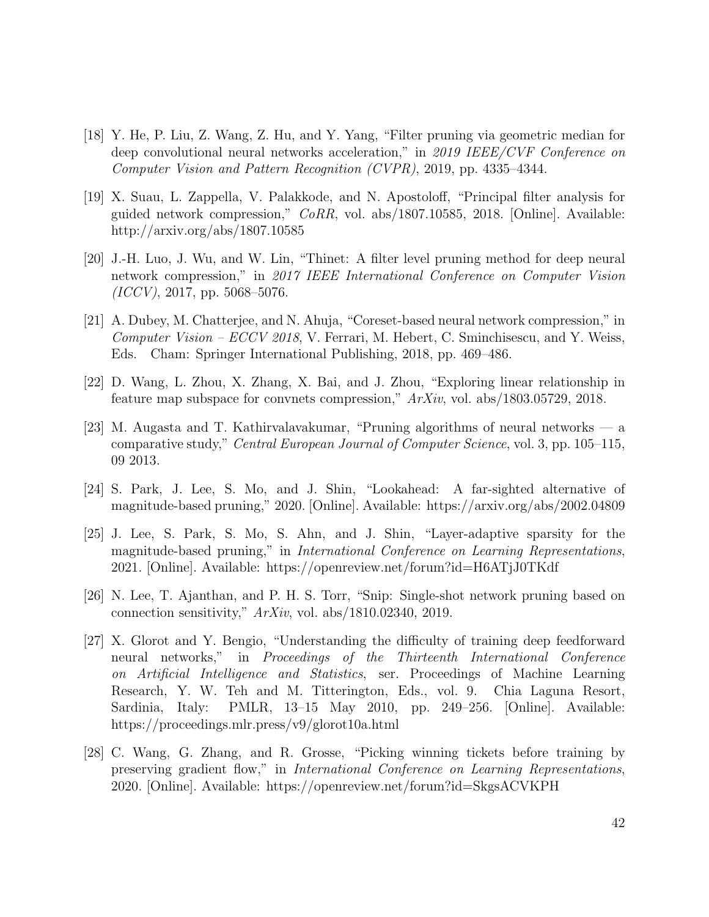[18] Y. He, P. Liu, Z. Wang, Z. Hu, and Y. Yang, "Filter pruning via geometric median for deep convolutional neural networks acceleration," in *2019 IEEE/CVF Conference on Computer Vision and Pattern Recognition (CVPR)*, 2019, pp. 4335–4344.

[19] X. Suau, L. Zappella, V. Palakkode, and N. Apostoloff, "Principal filter analysis for guided network compression," *CoRR*, vol. abs/1807.10585, 2018. [Online]. Available: http://arxiv.org/abs/1807.10585

[20] J.-H. Luo, J. Wu, and W. Lin, "Thinet: A filter level pruning method for deep neural network compression," in *2017 IEEE International Conference on Computer Vision (ICCV)*, 2017, pp. 5068–5076.

[21] A. Dubey, M. Chatterjee, and N. Ahuja, "Coreset-based neural network compression," in *Computer Vision – ECCV 2018*, V. Ferrari, M. Hebert, C. Sminchisescu, and Y. Weiss, Eds. Cham: Springer International Publishing, 2018, pp. 469–486.

[22] D. Wang, L. Zhou, X. Zhang, X. Bai, and J. Zhou, "Exploring linear relationship in feature map subspace for convnets compression," *ArXiv*, vol. abs/1803.05729, 2018.

[23] M. Augasta and T. Kathirvalavakumar, "Pruning algorithms of neural networks — a comparative study," *Central European Journal of Computer Science*, vol. 3, pp. 105–115, 09 2013.

[24] S. Park, J. Lee, S. Mo, and J. Shin, "Lookahead: A far-sighted alternative of magnitude-based pruning," 2020. [Online]. Available: https://arxiv.org/abs/2002.04809

[25] J. Lee, S. Park, S. Mo, S. Ahn, and J. Shin, "Layer-adaptive sparsity for the magnitude-based pruning," in *International Conference on Learning Representations*, 2021. [Online]. Available: https://openreview.net/forum?id=H6ATjJ0TKdf

[26] N. Lee, T. Ajanthan, and P. H. S. Torr, "Snip: Single-shot network pruning based on connection sensitivity," *ArXiv*, vol. abs/1810.02340, 2019.

[27] X. Glorot and Y. Bengio, "Understanding the difficulty of training deep feedforward neural networks," in *Proceedings of the Thirteenth International Conference on Artificial Intelligence and Statistics*, ser. Proceedings of Machine Learning Research, Y. W. Teh and M. Titterington, Eds., vol. 9. Chia Laguna Resort, Sardinia, Italy: PMLR, 13–15 May 2010, pp. 249–256. [Online]. Available: https://proceedings.mlr.press/v9/glorot10a.html

[28] C. Wang, G. Zhang, and R. Grosse, "Picking winning tickets before training by preserving gradient flow," in *International Conference on Learning Representations*, 2020. [Online]. Available: https://openreview.net/forum?id=SkgsACVKPH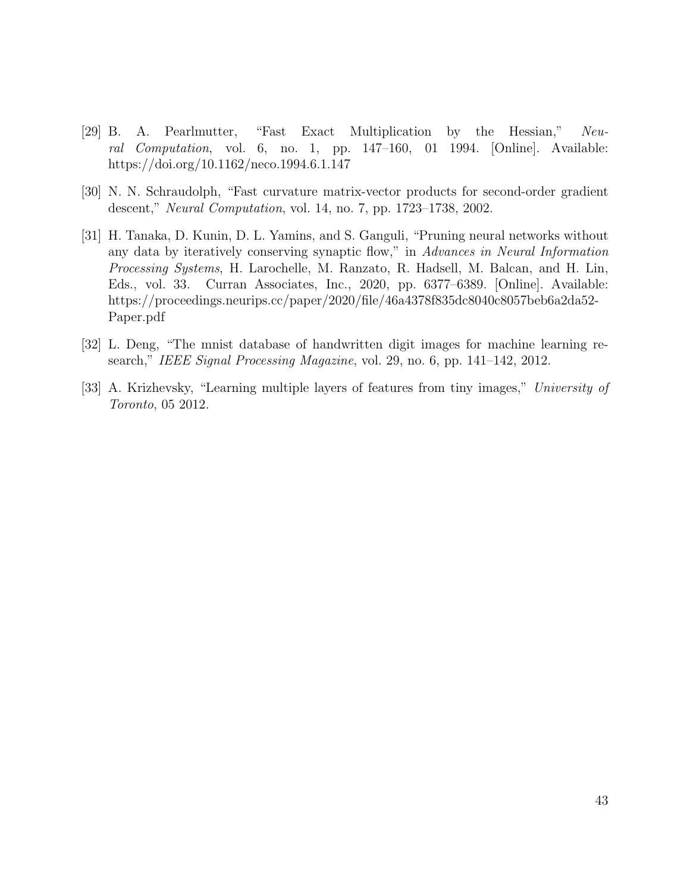[29] B. A. Pearlmutter, "Fast Exact Multiplication by the Hessian," *Neural Computation*, vol. 6, no. 1, pp. 147–160, 01 1994. [Online]. Available: https://doi.org/10.1162/neco.1994.6.1.147

[30] N. N. Schraudolph, "Fast curvature matrix-vector products for second-order gradient descent," *Neural Computation*, vol. 14, no. 7, pp. 1723–1738, 2002.

[31] H. Tanaka, D. Kunin, D. L. Yamins, and S. Ganguli, "Pruning neural networks without any data by iteratively conserving synaptic flow," in *Advances in Neural Information Processing Systems*, H. Larochelle, M. Ranzato, R. Hadsell, M. Balcan, and H. Lin, Eds., vol. 33. Curran Associates, Inc., 2020, pp. 6377–6389. [Online]. Available: https://proceedings.neurips.cc/paper/2020/file/46a4378f835dc8040c8057beb6a2da52-Paper.pdf

[32] L. Deng, "The mnist database of handwritten digit images for machine learning research," *IEEE Signal Processing Magazine*, vol. 29, no. 6, pp. 141–142, 2012.

[33] A. Krizhevsky, "Learning multiple layers of features from tiny images," *University of Toronto*, 05 2012.